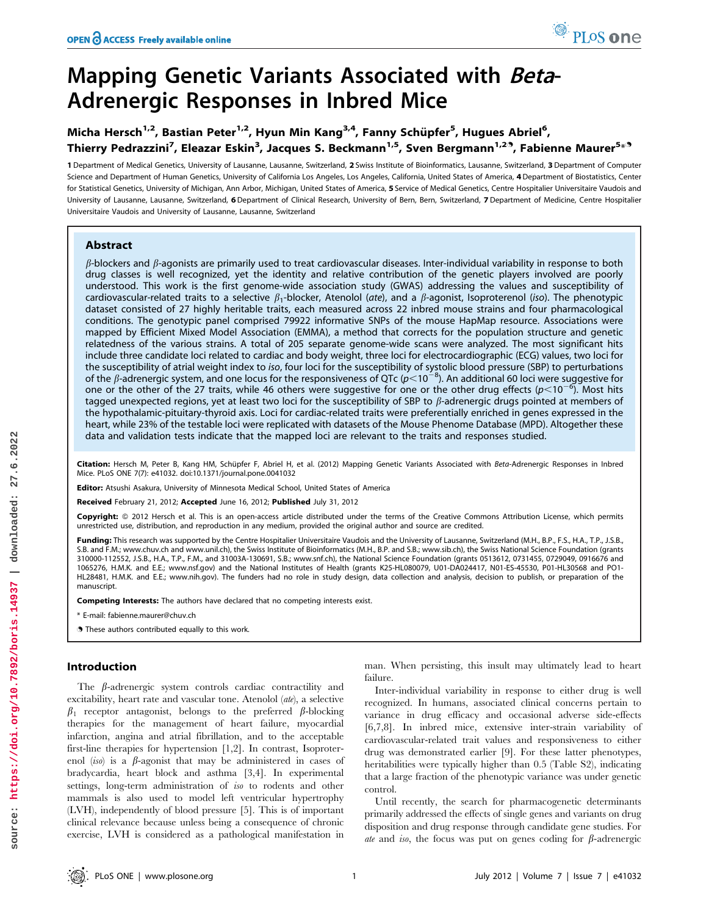# Mapping Genetic Variants Associated with *Beta*-Adrenergic Responses in Inbred Mice

**Micha Hersch[1,2], Bastian Peter[1,2], Hyun Min Kang[3,4], Fanny Schüpfer[5], Hugues Abriel[6], Thierry Pedrazzini[7], Eleazar Eskin[3], Jacques S. Beckmann[1,5], Sven Bergmann[1,2], Fabienne Maurer[5]***

1 Department of Medical Genetics, University of Lausanne, Lausanne, Switzerland, 2 Swiss Institute of Bioinformatics, Lausanne, Switzerland, 3 Department of Computer Science and Department of Human Genetics, University of California Los Angeles, Los Angeles, California, United States of America, 4 Department of Biostatistics, Center for Statistical Genetics, University of Michigan, Ann Arbor, Michigan, United States of America, 5 Service of Medical Genetics, Centre Hospitalier Universitaire Vaudois and University of Lausanne, Lausanne, Switzerland, 6 Department of Clinical Research, University of Bern, Bern, Switzerland, 7 Department of Medicine, Centre Hospitalier Universitaire Vaudois and University of Lausanne, Lausanne, Switzerland

## Abstract

$\beta$-blockers and $\beta$-agonists are primarily used to treat cardiovascular diseases. Inter-individual variability in response to both drug classes is well recognized, yet the identity and relative contribution of the genetic players involved are poorly understood. This work is the first genome-wide association study (GWAS) addressing the values and susceptibility of cardiovascular-related traits to a selective $\beta_1$-blocker, Atenolol (*ate*), and a $\beta$-agonist, Isoproterenol (*iso*). The phenotypic dataset consisted of 27 highly heritable traits, each measured across 22 inbred mouse strains and four pharmacological conditions. The genotypic panel comprised 79922 informative SNPs of the mouse HapMap resource. Associations were mapped by Efficient Mixed Model Association (EMMA), a method that corrects for the population structure and genetic relatedness of the various strains. A total of 205 separate genome-wide scans were analyzed. The most significant hits include three candidate loci related to cardiac and body weight, three loci for electrocardiographic (ECG) values, two loci for the susceptibility of atrial weight index to *iso*, four loci for the susceptibility of systolic blood pressure (SBP) to perturbations of the $\beta$-adrenergic system, and one locus for the responsiveness of QTc ($p<10^{-8}$). An additional 60 loci were suggestive for one or the other of the 27 traits, while 46 others were suggestive for one or the other drug effects ($p<10^{-6}$). Most hits tagged unexpected regions, yet at least two loci for the susceptibility of SBP to $\beta$-adrenergic drugs pointed at members of the hypothalamic-pituitary-thyroid axis. Loci for cardiac-related traits were preferentially enriched in genes expressed in the heart, while 23% of the testable loci were replicated with datasets of the Mouse Phenome Database (MPD). Altogether these data and validation tests indicate that the mapped loci are relevant to the traits and responses studied.

**Citation:** Hersch M, Peter B, Kang HM, Schüpfer F, Abriel H, et al. (2012) Mapping Genetic Variants Associated with *Beta*-Adrenergic Responses in Inbred Mice. PLoS ONE 7(7): e41032. doi:10.1371/journal.pone.0041032

**Editor:** Atsushi Asakura, University of Minnesota Medical School, United States of America

**Received** February 21, 2012; **Accepted** June 16, 2012; **Published** July 31, 2012

**Copyright:** © 2012 Hersch et al. This is an open-access article distributed under the terms of the Creative Commons Attribution License, which permits unrestricted use, distribution, and reproduction in any medium, provided the original author and source are credited.

**Funding:** This research was supported by the Centre Hospitalier Universitaire Vaudois and the University of Lausanne, Switzerland (M.H., B.P., F.S., H.A., T.P., J.S.B., S.B. and F.M.; www.chuv.ch and www.unil.ch), the Swiss Institute of Bioinformatics (M.H., B.P. and S.B.; www.sib.ch), the Swiss National Science Foundation (grants 310000-112552, J.S.B., H.A., T.P., F.M., and 31003A-130691, S.B.; www.snf.ch), the National Science Foundation (grants 0513612, 0731455, 0729049, 0916676 and 1065276, H.M.K. and E.E.; www.nsf.gov) and the National Institutes of Health (grants K25-HL080079, U01-DA024417, N01-ES-45530, P01-HL30568 and PO1-HL28481, H.M.K. and E.E.; www.nih.gov). The funders had no role in study design, data collection and analysis, decision to publish, or preparation of the manuscript.

**Competing Interests:** The authors have declared that no competing interests exist.

\* E-mail: fabienne.maurer@chuv.ch

These authors contributed equally to this work.

## Introduction

The $\beta$-adrenergic system controls cardiac contractility and excitability, heart rate and vascular tone. Atenolol (*ate*), a selective $\beta_1$ receptor antagonist, belongs to the preferred $\beta$-blocking therapies for the management of heart failure, myocardial infarction, angina and atrial fibrillation, and to the acceptable first-line therapies for hypertension [1,2]. In contrast, Isoproterenol (*iso*) is a $\beta$-agonist that may be administered in cases of bradycardia, heart block and asthma [3,4]. In experimental settings, long-term administration of *iso* to rodents and other mammals is also used to model left ventricular hypertrophy (LVH), independently of blood pressure [5]. This is of important clinical relevance because unless being a consequence of chronic exercise, LVH is considered as a pathological manifestation in man. When persisting, this insult may ultimately lead to heart failure.

Inter-individual variability in response to either drug is well recognized. In humans, associated clinical concerns pertain to variance in drug efficacy and occasional adverse side-effects [6,7,8]. In inbred mice, extensive inter-strain variability of cardiovascular-related trait values and responsiveness to either drug was demonstrated earlier [9]. For these latter phenotypes, heritabilities were typically higher than 0.5 (Table S2), indicating that a large fraction of the phenotypic variance was under genetic control.

Until recently, the search for pharmacogenetic determinants primarily addressed the effects of single genes and variants on drug disposition and drug response through candidate gene studies. For *ate* and *iso*, the focus was put on genes coding for $\beta$-adrenergic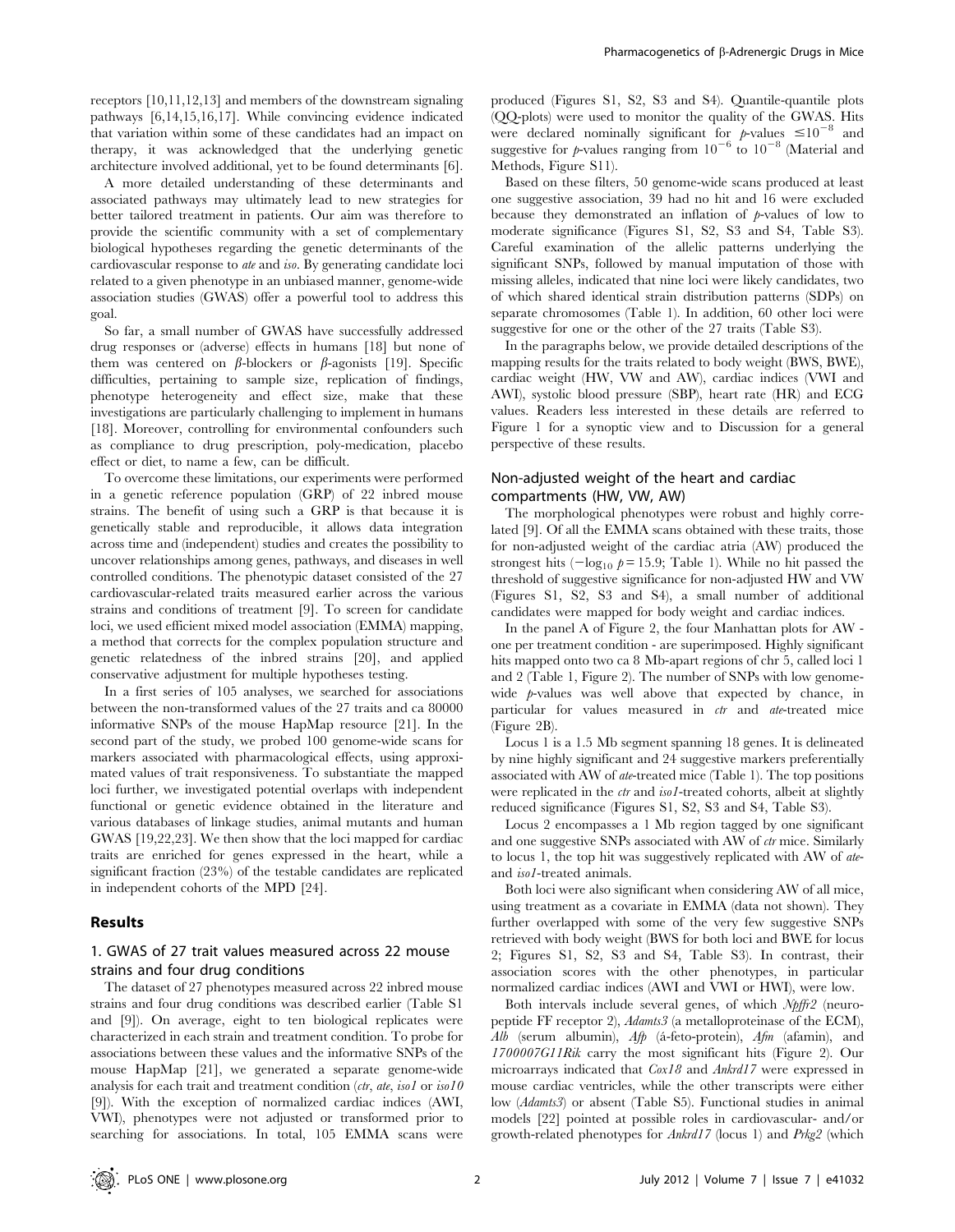receptors [10,11,12,13] and members of the downstream signaling pathways [6,14,15,16,17]. While convincing evidence indicated that variation within some of these candidates had an impact on therapy, it was acknowledged that the underlying genetic architecture involved additional, yet to be found determinants [6].

A more detailed understanding of these determinants and associated pathways may ultimately lead to new strategies for better tailored treatment in patients. Our aim was therefore to provide the scientific community with a set of complementary biological hypotheses regarding the genetic determinants of the cardiovascular response to *ate* and *iso*. By generating candidate loci related to a given phenotype in an unbiased manner, genome-wide association studies (GWAS) offer a powerful tool to address this goal.

So far, a small number of GWAS have successfully addressed drug responses or (adverse) effects in humans [18] but none of them was centered on β-blockers or β-agonists [19]. Specific difficulties, pertaining to sample size, replication of findings, phenotype heterogeneity and effect size, make that these investigations are particularly challenging to implement in humans [18]. Moreover, controlling for environmental confounders such as compliance to drug prescription, poly-medication, placebo effect or diet, to name a few, can be difficult.

To overcome these limitations, our experiments were performed in a genetic reference population (GRP) of 22 inbred mouse strains. The benefit of using such a GRP is that because it is genetically stable and reproducible, it allows data integration across time and (independent) studies and creates the possibility to uncover relationships among genes, pathways, and diseases in well controlled conditions. The phenotypic dataset consisted of the 27 cardiovascular-related traits measured earlier across the various strains and conditions of treatment [9]. To screen for candidate loci, we used efficient mixed model association (EMMA) mapping, a method that corrects for the complex population structure and genetic relatedness of the inbred strains [20], and applied conservative adjustment for multiple hypotheses testing.

In a first series of 105 analyses, we searched for associations between the non-transformed values of the 27 traits and ca 80000 informative SNPs of the mouse HapMap resource [21]. In the second part of the study, we probed 100 genome-wide scans for markers associated with pharmacological effects, using approximated values of trait responsiveness. To substantiate the mapped loci further, we investigated potential overlaps with independent functional or genetic evidence obtained in the literature and various databases of linkage studies, animal mutants and human GWAS [19,22,23]. We then show that the loci mapped for cardiac traits are enriched for genes expressed in the heart, while a significant fraction (23%) of the testable candidates are replicated in independent cohorts of the MPD [24].

## Results

### 1. GWAS of 27 trait values measured across 22 mouse strains and four drug conditions

The dataset of 27 phenotypes measured across 22 inbred mouse strains and four drug conditions was described earlier (Table S1 and [9]). On average, eight to ten biological replicates were characterized in each strain and treatment condition. To probe for associations between these values and the informative SNPs of the mouse HapMap [21], we generated a separate genome-wide analysis for each trait and treatment condition (*ctr*, *ate*, *iso1* or *iso10* [9]). With the exception of normalized cardiac indices (AWI, VWI), phenotypes were not adjusted or transformed prior to searching for associations. In total, 105 EMMA scans were produced (Figures S1, S2, S3 and S4). Quantile-quantile plots (QQ-plots) were used to monitor the quality of the GWAS. Hits were declared nominally significant for $p$-values $\leq 10^{-8}$ and suggestive for $p$-values ranging from $10^{-6}$ to $10^{-8}$ (Material and Methods, Figure S11).

Based on these filters, 50 genome-wide scans produced at least one suggestive association, 39 had no hit and 16 were excluded because they demonstrated an inflation of $p$-values of low to moderate significance (Figures S1, S2, S3 and S4, Table S3). Careful examination of the allelic patterns underlying the significant SNPs, followed by manual imputation of those with missing alleles, indicated that nine loci were likely candidates, two of which shared identical strain distribution patterns (SDPs) on separate chromosomes (Table 1). In addition, 60 other loci were suggestive for one or the other of the 27 traits (Table S3).

In the paragraphs below, we provide detailed descriptions of the mapping results for the traits related to body weight (BWS, BWE), cardiac weight (HW, VW and AW), cardiac indices (VWI and AWI), systolic blood pressure (SBP), heart rate (HR) and ECG values. Readers less interested in these details are referred to Figure 1 for a synoptic view and to Discussion for a general perspective of these results.

### Non-adjusted weight of the heart and cardiac compartments (HW, VW, AW)

The morphological phenotypes were robust and highly correlated [9]. Of all the EMMA scans obtained with these traits, those for non-adjusted weight of the cardiac atria (AW) produced the strongest hits ($-\log_{10} p = 15.9$; Table 1). While no hit passed the threshold of suggestive significance for non-adjusted HW and VW (Figures S1, S2, S3 and S4), a small number of additional candidates were mapped for body weight and cardiac indices.

In the panel A of Figure 2, the four Manhattan plots for AW - one per treatment condition - are superimposed. Highly significant hits mapped onto two ca 8 Mb-apart regions of chr 5, called loci 1 and 2 (Table 1, Figure 2). The number of SNPs with low genome-wide $p$-values was well above that expected by chance, in particular for values measured in *ctr* and *ate*-treated mice (Figure 2B).

Locus 1 is a 1.5 Mb segment spanning 18 genes. It is delineated by nine highly significant and 24 suggestive markers preferentially associated with AW of *ate*-treated mice (Table 1). The top positions were replicated in the *ctr* and *iso1*-treated cohorts, albeit at slightly reduced significance (Figures S1, S2, S3 and S4, Table S3).

Locus 2 encompasses a 1 Mb region tagged by one significant and one suggestive SNPs associated with AW of *ctr* mice. Similarly to locus 1, the top hit was suggestively replicated with AW of *ate*- and *iso1*-treated animals.

Both loci were also significant when considering AW of all mice, using treatment as a covariate in EMMA (data not shown). They further overlapped with some of the very few suggestive SNPs retrieved with body weight (BWS for both loci and BWE for locus 2; Figures S1, S2, S3 and S4, Table S3). In contrast, their association scores with the other phenotypes, in particular normalized cardiac indices (AWI and VWI or HWI), were low.

Both intervals include several genes, of which *Npffr2* (neuropeptide FF receptor 2), *Adamts3* (a metalloproteinase of the ECM), *Alb* (serum albumin), *Afp* (á-feto-protein), *Afm* (afamin), and *1700007G11Rik* carry the most significant hits (Figure 2). Our microarrays indicated that *Cox18* and *Ankrd17* were expressed in mouse cardiac ventricles, while the other transcripts were either low (*Adamts3*) or absent (Table S5). Functional studies in animal models [22] pointed at possible roles in cardiovascular- and/or growth-related phenotypes for *Ankrd17* (locus 1) and *Prkg2* (which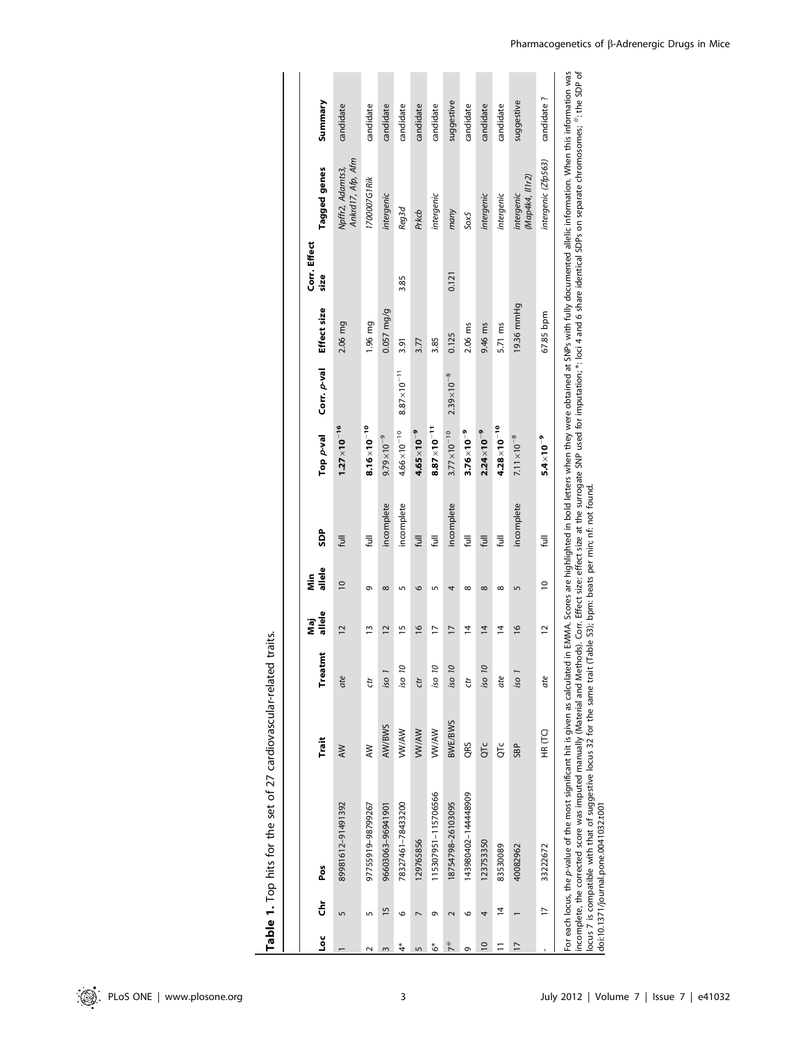**Table 1.** Top hits for the set of 27 cardiovascular-related traits.

| Loc | Chr | Pos | Trait | Treatmt | Maj allele | Min allele | SDP | Top p-val | Corr. p-val | Effect size | Corr. Effect size | Tagged genes | Summary |
|---|---|---|---|---|---|---|---|---|---|---|---|---|---|
| 1 | 5 | 89981612–91491392 | AW | ate | 12 | 10 | full | $\mathbf{1.27\times10^{-16}}$ | | 2.06 mg | | *Npffr2, Adamts3, Ankrd17, Afp, Afm* | candidate |
| 2 | 5 | 97755919–98799267 | AW | ctr | 13 | 9 | full | $\mathbf{8.16\times10^{-10}}$ | | 1.96 mg | | *1700007G11Rik* | candidate |
| 3 | 15 | 96603063–96941901 | AW/BWS | iso 1 | 12 | 8 | incomplete | $9.79\times10^{-9}$ | | 0.057 mg/g | | *intergenic* | candidate |
| 4* | 6 | 78327461–78433200 | VW/AW | iso 10 | 15 | 5 | incomplete | $4.66\times10^{-10}$ | $8.87\times10^{-11}$ | 3.91 | 3.85 | *Reg3d* | candidate |
| 5 | 7 | 129765856 | VW/AW | ctr | 16 | 6 | full | $\mathbf{4.65\times10^{-9}}$ | | 3.77 | | *Prkcb* | candidate |
| 6* | 9 | 115307951–115706566 | VW/AW | iso 10 | 17 | 5 | full | $\mathbf{8.87\times10^{-11}}$ | | 3.85 | | *intergenic* | candidate |
| 7# | 2 | 18754798–26103095 | BWE/BWS | iso 10 | 17 | 4 | incomplete | $3.77\times10^{-10}$ | $2.39\times10^{-8}$ | 0.125 | 0.121 | *many* | suggestive |
| 9 | 6 | 143980402–144448909 | QRS | ctr | 14 | 8 | full | $\mathbf{3.76\times10^{-9}}$ | | 2.06 ms | | *Sox5* | candidate |
| 10 | 4 | 123753350 | QTc | iso 10 | 14 | 8 | full | $\mathbf{2.24\times10^{-10}}$ | | 9.46 ms | | *intergenic* | candidate |
| 11 | 14 | 83530089 | QTc | ate | 14 | 8 | full | $\mathbf{4.28\times10^{-10}}$ | | 5.71 ms | | *intergenic* | candidate |
| 17 | 1 | 40082962 | SBP | iso 1 | 16 | 5 | incomplete | $7.11\times10^{-8}$ | | 19.36 mmHg | | *intergenic (Map4k4, Il1r2)* | suggestive |
| - | 17 | 33222672 | HR (TC) | ate | 12 | 10 | full | $\mathbf{5.4\times10^{-9}}$ | | 67.85 bpm | | *intergenic (Zfp563)* | candidate ? |

For each locus, the p-value of the most significant hit is given as calculated in EMMA. Scores are highlighted in bold letters when they were obtained at SNPs with fully documented allelic information. When this information was incomplete, the corrected score was imputed manually (Material and Methods). Corr. Effect size: effect size at the surrogate SNP used for imputation; *: loci 4 and 6 share identical SDPs on separate chromosomes; #: the SDP of locus 7 is compatible with that of suggestive locus 32 for the same trait (Table S3); bpm: beats per min; nf: not found.

doi:10.1371/journal.pone.0041032.t001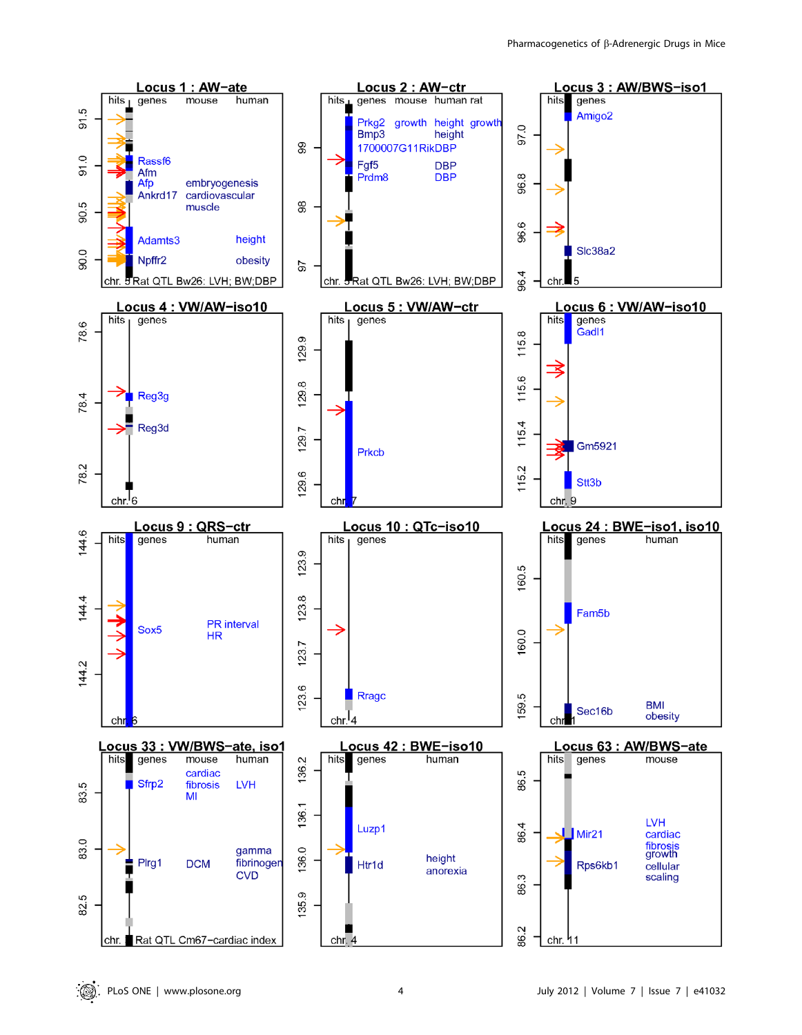**Locus 1 : AW–ate**

| genes | mouse | human |
| --- | --- | --- |
| Rassf6 | | |
| Afm | | |
| Afp | embryogenesis | |
| Ankrd17 | cardiovascular muscle | |
| Adamts3 | | height |
| Npffr2 | | obesity |

chr. 5 Rat QTL Bw26: LVH; BW;DBP

**Locus 2 : AW–ctr**

| genes | mouse | human | rat |
| --- | --- | --- | --- |
| Prkg2 | growth | height | growth |
| Bmp3 | | height | |
| 1700007G11Rik | | DBP | |
| Fgf5 | | DBP | |
| Prdm8 | | DBP | |

chr. 5 Rat QTL Bw26: LVH; BW;DBP

**Locus 3 : AW/BWS–iso1**

Genes: Amigo2, Slc38a2 (chr. 5)

**Locus 4 : VW/AW–iso10**

Genes: Reg3g, Reg3d (chr. 6)

**Locus 5 : VW/AW–ctr**

Genes: Prkcb (chr. 7)

**Locus 6 : VW/AW–iso10**

Genes: Gadl1, Gm5921, Stt3b (chr. 9)

**Locus 9 : QRS–ctr**

| genes | human |
| --- | --- |
| Sox5 | PR interval HR |

chr. 6

**Locus 10 : QTc–iso10**

Genes: Rragc (chr. 4)

**Locus 24 : BWE–iso1, iso10**

| genes | human |
| --- | --- |
| Fam5b | |
| Sec16b | BMI obesity |

chr. 1

**Locus 33 : VW/BWS–ate, iso1**

| genes | mouse | human |
| --- | --- | --- |
| Sfrp2 | cardiac fibrosis MI | LVH |
| Plrg1 | DCM | gamma fibrinogen CVD |

chr. 3 Rat QTL Cm67–cardiac index

**Locus 42 : BWE–iso10**

| genes | human |
| --- | --- |
| Luzp1 | |
| Htr1d | height anorexia |

chr. 4

**Locus 63 : AW/BWS–ate**

| genes | mouse |
| --- | --- |
| Mir21 | LVH cardiac fibrosis |
| Rps6kb1 | growth cellular scaling |

chr. 11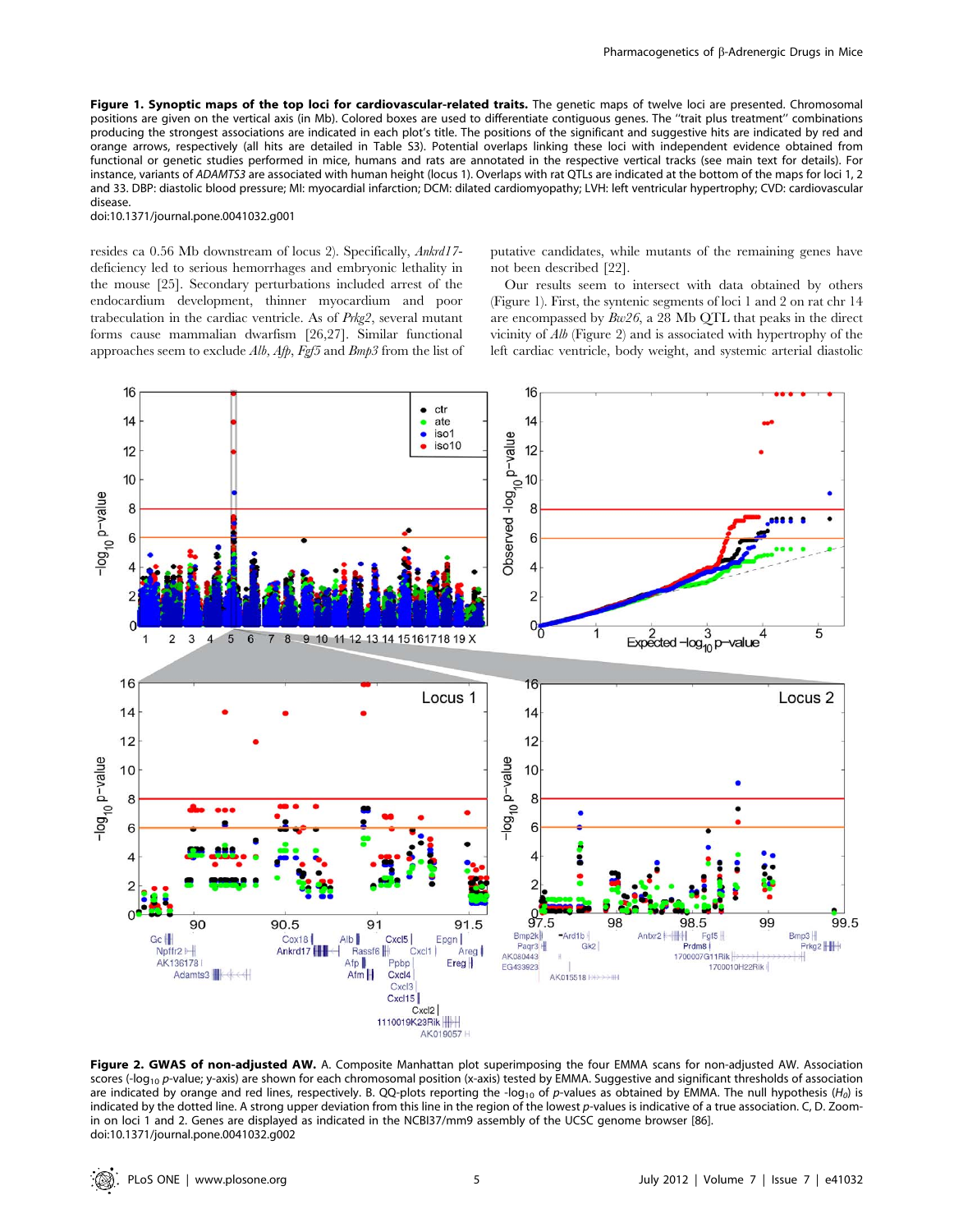**Figure 1. Synoptic maps of the top loci for cardiovascular-related traits.** The genetic maps of twelve loci are presented. Chromosomal positions are given on the vertical axis (in Mb). Colored boxes are used to differentiate contiguous genes. The "trait plus treatment" combinations producing the strongest associations are indicated in each plot's title. The positions of the significant and suggestive hits are indicated by red and orange arrows, respectively (all hits are detailed in Table S3). Potential overlaps linking these loci with independent evidence obtained from functional or genetic studies performed in mice, humans and rats are annotated in the respective vertical tracks (see main text for details). For instance, variants of *ADAMTS3* are associated with human height (locus 1). Overlaps with rat QTLs are indicated at the bottom of the maps for loci 1, 2 and 33. DBP: diastolic blood pressure; MI: myocardial infarction; DCM: dilated cardiomyopathy; LVH: left ventricular hypertrophy; CVD: cardiovascular disease.
doi:10.1371/journal.pone.0041032.g001

resides ca 0.56 Mb downstream of locus 2). Specifically, *Ankrd17*-deficiency led to serious hemorrhages and embryonic lethality in the mouse [25]. Secondary perturbations included arrest of the endocardium development, thinner myocardium and poor trabeculation in the cardiac ventricle. As of *Prkg2*, several mutant forms cause mammalian dwarfism [26,27]. Similar functional approaches seem to exclude *Alb*, *Afp*, *Fgf5* and *Bmp3* from the list of putative candidates, while mutants of the remaining genes have not been described [22].

Our results seem to intersect with data obtained by others (Figure 1). First, the syntenic segments of loci 1 and 2 on rat chr 14 are encompassed by *Bw26*, a 28 Mb QTL that peaks in the direct vicinity of *Alb* (Figure 2) and is associated with hypertrophy of the left cardiac ventricle, body weight, and systemic arterial diastolic

**Figure 2. GWAS of non-adjusted AW.** A. Composite Manhattan plot superimposing the four EMMA scans for non-adjusted AW. Association scores (-$\log_{10}$ *p*-value; y-axis) are shown for each chromosomal position (x-axis) tested by EMMA. Suggestive and significant thresholds of association are indicated by orange and red lines, respectively. B. QQ-plots reporting the -$\log_{10}$ of *p*-values as obtained by EMMA. The null hypothesis ($H_0$) is indicated by the dotted line. A strong upper deviation from this line in the region of the lowest *p*-values is indicative of a true association. C, D. Zoom-in on loci 1 and 2. Genes are displayed as indicated in the NCBI37/mm9 assembly of the UCSC genome browser [86].
doi:10.1371/journal.pone.0041032.g002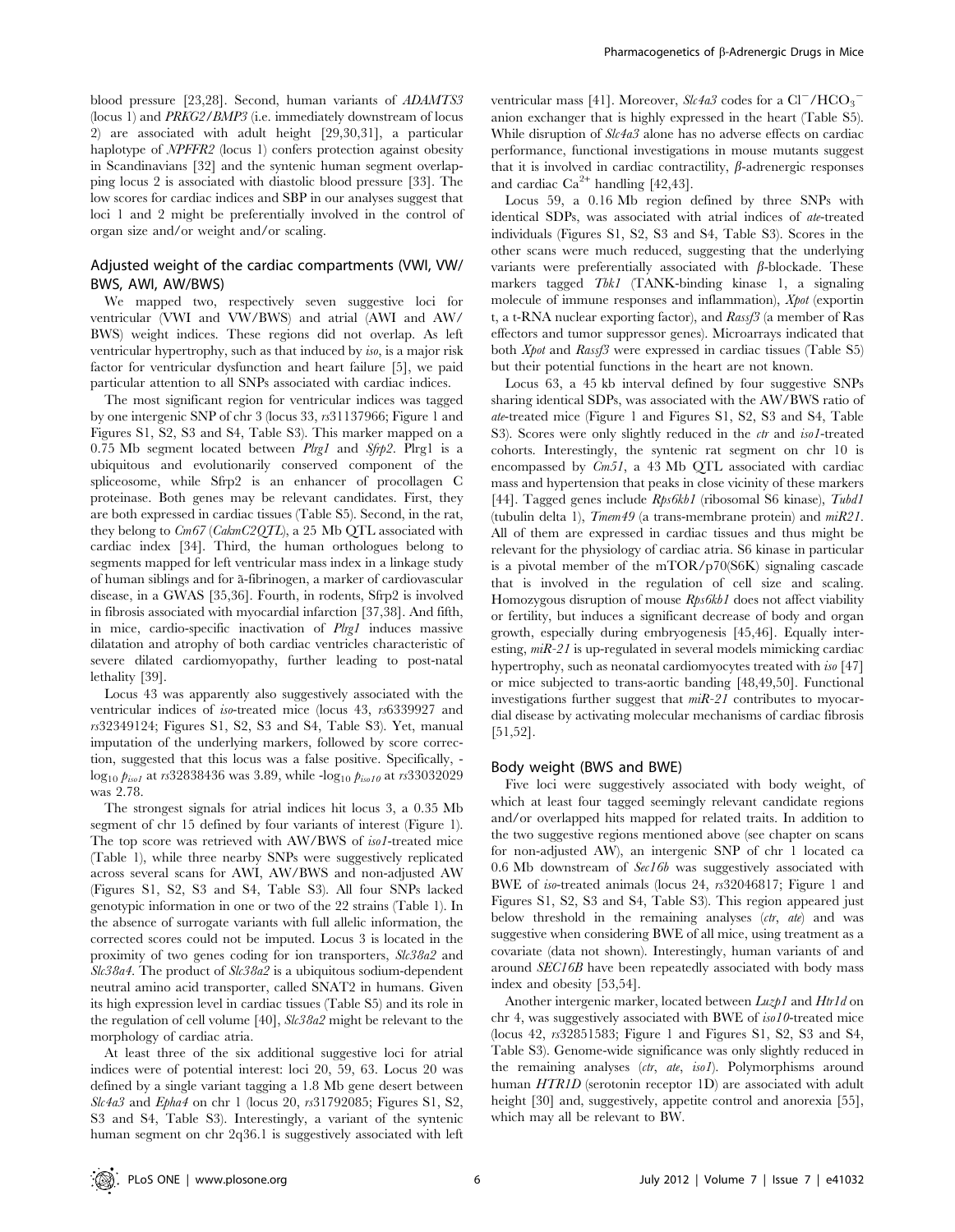blood pressure [23,28]. Second, human variants of *ADAMTS3* (locus 1) and *PRKG2/BMP3* (i.e. immediately downstream of locus 2) are associated with adult height [29,30,31], a particular haplotype of *NPFFR2* (locus 1) confers protection against obesity in Scandinavians [32] and the syntenic human segment overlapping locus 2 is associated with diastolic blood pressure [33]. The low scores for cardiac indices and SBP in our analyses suggest that loci 1 and 2 might be preferentially involved in the control of organ size and/or weight and/or scaling.

## Adjusted weight of the cardiac compartments (VWI, VW/BWS, AWI, AW/BWS)

We mapped two, respectively seven suggestive loci for ventricular (VWI and VW/BWS) and atrial (AWI and AW/BWS) weight indices. These regions did not overlap. As left ventricular hypertrophy, such as that induced by *iso*, is a major risk factor for ventricular dysfunction and heart failure [5], we paid particular attention to all SNPs associated with cardiac indices.

The most significant region for ventricular indices was tagged by one intergenic SNP of chr 3 (locus 33, *rs*31137966; Figure 1 and Figures S1, S2, S3 and S4, Table S3). This marker mapped on a 0.75 Mb segment located between *Plrg1* and *Sfrp2*. Plrg1 is a ubiquitous and evolutionarily conserved component of the spliceosome, while Sfrp2 is an enhancer of procollagen C proteinase. Both genes may be relevant candidates. First, they are both expressed in cardiac tissues (Table S5). Second, in the rat, they belong to *Cm67* (*CakmC2QTL*), a 25 Mb QTL associated with cardiac index [34]. Third, the human orthologues belong to segments mapped for left ventricular mass index in a linkage study of human siblings and for ã-fibrinogen, a marker of cardiovascular disease, in a GWAS [35,36]. Fourth, in rodents, Sfrp2 is involved in fibrosis associated with myocardial infarction [37,38]. And fifth, in mice, cardio-specific inactivation of *Plrg1* induces massive dilatation and atrophy of both cardiac ventricles characteristic of severe dilated cardiomyopathy, further leading to post-natal lethality [39].

Locus 43 was apparently also suggestively associated with the ventricular indices of *iso*-treated mice (locus 43, *rs*6339927 and *rs*32349124; Figures S1, S2, S3 and S4, Table S3). Yet, manual imputation of the underlying markers, followed by score correction, suggested that this locus was a false positive. Specifically, $-\log_{10} p_{iso1}$ at *rs*32838436 was 3.89, while $-\log_{10} p_{iso10}$ at *rs*33032029 was 2.78.

The strongest signals for atrial indices hit locus 3, a 0.35 Mb segment of chr 15 defined by four variants of interest (Figure 1). The top score was retrieved with AW/BWS of *iso1*-treated mice (Table 1), while three nearby SNPs were suggestively replicated across several scans for AWI, AW/BWS and non-adjusted AW (Figures S1, S2, S3 and S4, Table S3). All four SNPs lacked genotypic information in one or two of the 22 strains (Table 1). In the absence of surrogate variants with full allelic information, the corrected scores could not be imputed. Locus 3 is located in the proximity of two genes coding for ion transporters, *Slc38a2* and *Slc38a4*. The product of *Slc38a2* is a ubiquitous sodium-dependent neutral amino acid transporter, called SNAT2 in humans. Given its high expression level in cardiac tissues (Table S5) and its role in the regulation of cell volume [40], *Slc38a2* might be relevant to the morphology of cardiac atria.

At least three of the six additional suggestive loci for atrial indices were of potential interest: loci 20, 59, 63. Locus 20 was defined by a single variant tagging a 1.8 Mb gene desert between *Slc4a3* and *Epha4* on chr 1 (locus 20, *rs*31792085; Figures S1, S2, S3 and S4, Table S3). Interestingly, a variant of the syntenic human segment on chr 2q36.1 is suggestively associated with left ventricular mass [41]. Moreover, *Slc4a3* codes for a $Cl^-/HCO_3^-$ anion exchanger that is highly expressed in the heart (Table S5). While disruption of *Slc4a3* alone has no adverse effects on cardiac performance, functional investigations in mouse mutants suggest that it is involved in cardiac contractility, β-adrenergic responses and cardiac $Ca^{2+}$ handling [42,43].

Locus 59, a 0.16 Mb region defined by three SNPs with identical SDPs, was associated with atrial indices of *ate*-treated individuals (Figures S1, S2, S3 and S4, Table S3). Scores in the other scans were much reduced, suggesting that the underlying variants were preferentially associated with β-blockade. These markers tagged *Tbk1* (TANK-binding kinase 1, a signaling molecule of immune responses and inflammation), *Xpot* (exportin t, a t-RNA nuclear exporting factor), and *Rassf3* (a member of Ras effectors and tumor suppressor genes). Microarrays indicated that both *Xpot* and *Rassf3* were expressed in cardiac tissues (Table S5) but their potential functions in the heart are not known.

Locus 63, a 45 kb interval defined by four suggestive SNPs sharing identical SDPs, was associated with the AW/BWS ratio of *ate*-treated mice (Figure 1 and Figures S1, S2, S3 and S4, Table S3). Scores were only slightly reduced in the *ctr* and *iso1*-treated cohorts. Interestingly, the syntenic rat segment on chr 10 is encompassed by *Cm51*, a 43 Mb QTL associated with cardiac mass and hypertension that peaks in close vicinity of these markers [44]. Tagged genes include *Rps6kb1* (ribosomal S6 kinase), *Tubd1* (tubulin delta 1), *Tmem49* (a trans-membrane protein) and *miR21*. All of them are expressed in cardiac tissues and thus might be relevant for the physiology of cardiac atria. S6 kinase in particular is a pivotal member of the mTOR/p70(S6K) signaling cascade that is involved in the regulation of cell size and scaling. Homozygous disruption of mouse *Rps6kb1* does not affect viability or fertility, but induces a significant decrease of body and organ growth, especially during embryogenesis [45,46]. Equally interesting, *miR-21* is up-regulated in several models mimicking cardiac hypertrophy, such as neonatal cardiomyocytes treated with *iso* [47] or mice subjected to trans-aortic banding [48,49,50]. Functional investigations further suggest that *miR-21* contributes to myocardial disease by activating molecular mechanisms of cardiac fibrosis [51,52].

## Body weight (BWS and BWE)

Five loci were suggestively associated with body weight, of which at least four tagged seemingly relevant candidate regions and/or overlapped hits mapped for related traits. In addition to the two suggestive regions mentioned above (see chapter on scans for non-adjusted AW), an intergenic SNP of chr 1 located ca 0.6 Mb downstream of *Sec16b* was suggestively associated with BWE of *iso*-treated animals (locus 24, *rs*32046817; Figure 1 and Figures S1, S2, S3 and S4, Table S3). This region appeared just below threshold in the remaining analyses (*ctr*, *ate*) and was suggestive when considering BWE of all mice, using treatment as a covariate (data not shown). Interestingly, human variants of and around *SEC16B* have been repeatedly associated with body mass index and obesity [53,54].

Another intergenic marker, located between *Luzp1* and *Htr1d* on chr 4, was suggestively associated with BWE of *iso10*-treated mice (locus 42, *rs*32851583; Figure 1 and Figures S1, S2, S3 and S4, Table S3). Genome-wide significance was only slightly reduced in the remaining analyses (*ctr*, *ate*, *iso1*). Polymorphisms around human *HTR1D* (serotonin receptor 1D) are associated with adult height [30] and, suggestively, appetite control and anorexia [55], which may all be relevant to BW.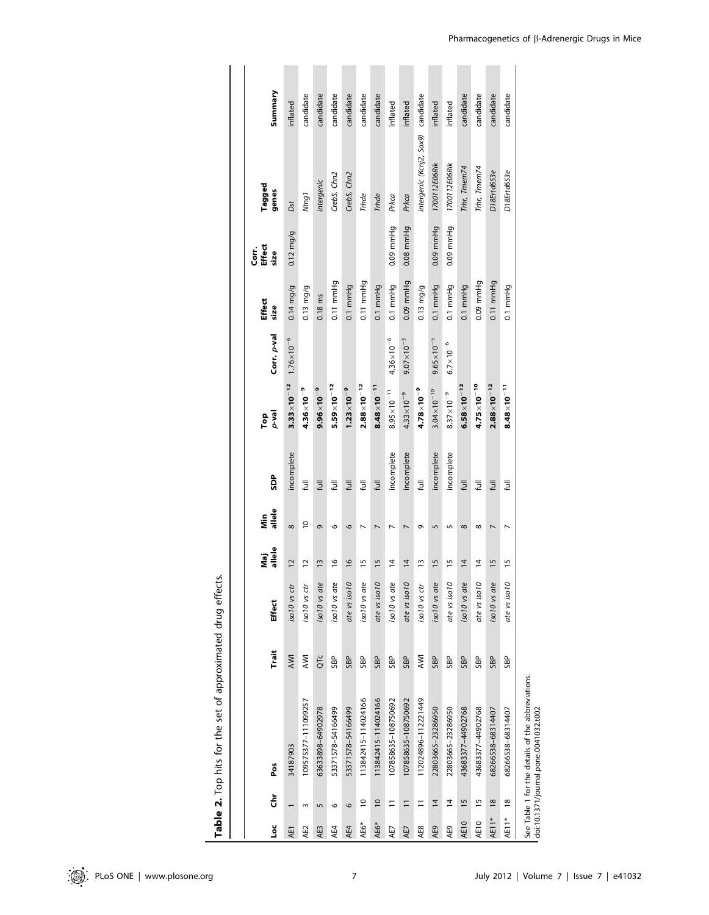**Table 2.** Top hits for the set of approximated drug effects.

| Loc | Chr | Pos | Trait | Effect | Maj allele | Min allele | SDP | Top *p*-val | Corr. *p*-val | Effect size | Corr. Effect size | Tagged genes | Summary |
|---|---|---|---|---|---|---|---|---|---|---|---|---|---|
| AE1 | 1 | 34187903 | AWI | *iso10 vs ctr* | 12 | 8 | incomplete | $3.33\times10^{-12}$ | $1.76\times10^{-6}$ | 0.14 mg/g | 0.12 mg/g | *Dst* | inflated |
| AE2 | 3 | 109575377–111099257 | AWI | *iso10 vs ctr* | 12 | 10 | full | $\mathbf{4.36\times10^{-9}}$ | | 0.13 mg/g | | *Ntng1* | candidate |
| AE3 | 5 | 63633898–64902978 | QTc | *iso10 vs ate* | 13 | 9 | full | $\mathbf{9.96\times10^{-9}}$ | | 0.18 ms | | *intergenic* | candidate |
| AE4 | 6 | 53371578–54166499 | SBP | *iso10 vs ate* | 16 | 6 | full | $\mathbf{5.59\times10^{-12}}$ | | 0.11 mmHg | | *Creb5, Chn2* | candidate |
| AE4 | 6 | 53371578–54166499 | SBP | *ate vs iso10* | 16 | 6 | full | $\mathbf{1.23\times10^{-9}}$ | | 0.1 mmHg | | *Creb5, Chn2* | candidate |
| AE6* | 10 | 113842415–114024166 | SBP | *iso10 vs ate* | 15 | 7 | full | $\mathbf{2.88\times10^{-12}}$ | | 0.11 mmHg | | *Trhde* | candidate |
| AE6* | 10 | 113842415–114024166 | SBP | *ate vs iso10* | 15 | 7 | full | $\mathbf{8.48\times10^{-11}}$ | | 0.1 mmHg | | *Trhde* | candidate |
| AE7 | 11 | 107858635–108750692 | SBP | *iso10 vs ate* | 14 | 7 | incomplete | $8.95\times10^{-11}$ | $4.36\times10^{-6}$ | 0.1 mmHg | 0.09 mmHg | *Prkca* | inflated |
| AE7 | 11 | 107858635–108750692 | SBP | *ate vs iso10* | 14 | 7 | incomplete | $4.33\times10^{-9}$ | $9.07\times10^{-5}$ | 0.09 mmHg | 0.08 mmHg | *Prkca* | inflated |
| AE8 | 11 | 112024896–112221449 | AWI | *iso10 vs ctr* | 13 | 9 | full | $\mathbf{4.78\times10^{-9}}$ | | 0.13 mg/g | | *intergenic (Kcnj2, Sox9)* | candidate |
| AE9 | 14 | 22803665–23286950 | SBP | *iso10 vs ate* | 15 | 5 | incomplete | $3.04\times10^{-10}$ | $9.65\times10^{-5}$ | 0.1 mmHg | 0.09 mmHg | *1700112E06Rik* | inflated |
| AE9 | 14 | 22803665–23286950 | SBP | *ate vs iso10* | 15 | 5 | incomplete | $8.37\times10^{-9}$ | $6.7\times10^{-6}$ | 0.1 mmHg | 0.09 mmHg | *1700112E06Rik* | inflated |
| AE10 | 15 | 43683377–44902768 | SBP | *iso10 vs ate* | 14 | 8 | full | $\mathbf{6.58\times10^{-12}}$ | | 0.1 mmHg | | *Trhr, Tmem74* | candidate |
| AE10 | 15 | 43683377–44902768 | SBP | *ate vs iso10* | 14 | 8 | full | $\mathbf{4.75\times10^{-10}}$ | | 0.09 mmHg | | *Trhr, Tmem74* | candidate |
| AE11* | 18 | 68266538–68314407 | SBP | *iso10 vs ate* | 15 | 7 | full | $\mathbf{2.88\times10^{-12}}$ | | 0.11 mmHg | | *D18Ertd653e* | candidate |
| AE11* | 18 | 68266538–68314407 | SBP | *ate vs iso10* | 15 | 7 | full | $\mathbf{8.48\times10^{-11}}$ | | 0.1 mmHg | | *D18Ertd653e* | candidate |

See Table 1 for the details of the abbreviations.
doi:10.1371/journal.pone.0041032.t002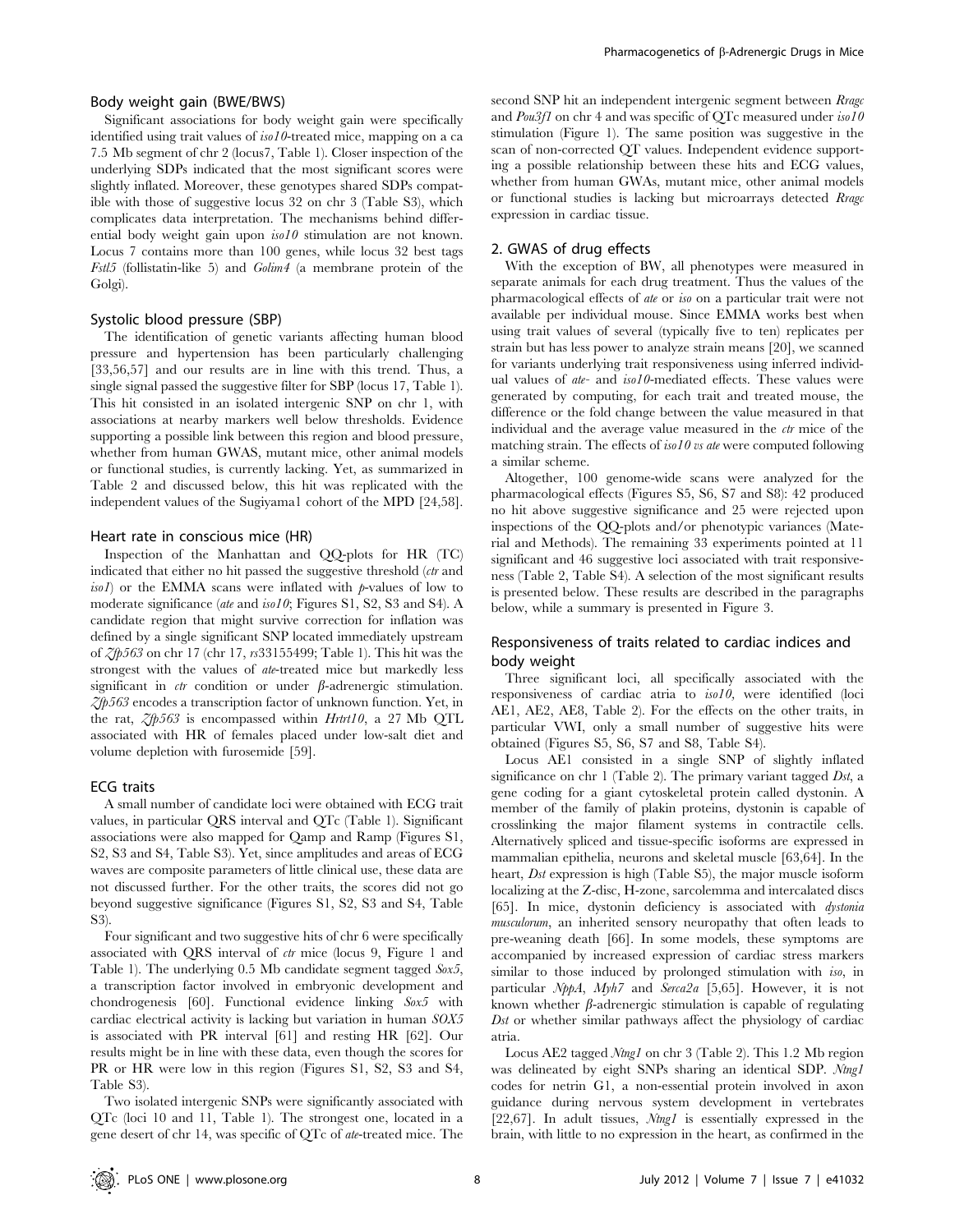### Body weight gain (BWE/BWS)

Significant associations for body weight gain were specifically identified using trait values of *iso10*-treated mice, mapping on a ca 7.5 Mb segment of chr 2 (locus7, Table 1). Closer inspection of the underlying SDPs indicated that the most significant scores were slightly inflated. Moreover, these genotypes shared SDPs compatible with those of suggestive locus 32 on chr 3 (Table S3), which complicates data interpretation. The mechanisms behind differential body weight gain upon *iso10* stimulation are not known. Locus 7 contains more than 100 genes, while locus 32 best tags *Fstl5* (follistatin-like 5) and *Golim4* (a membrane protein of the Golgi).

### Systolic blood pressure (SBP)

The identification of genetic variants affecting human blood pressure and hypertension has been particularly challenging [33,56,57] and our results are in line with this trend. Thus, a single signal passed the suggestive filter for SBP (locus 17, Table 1). This hit consisted in an isolated intergenic SNP on chr 1, with associations at nearby markers well below thresholds. Evidence supporting a possible link between this region and blood pressure, whether from human GWAS, mutant mice, other animal models or functional studies, is currently lacking. Yet, as summarized in Table 2 and discussed below, this hit was replicated with the independent values of the Sugiyama1 cohort of the MPD [24,58].

### Heart rate in conscious mice (HR)

Inspection of the Manhattan and QQ-plots for HR (TC) indicated that either no hit passed the suggestive threshold (*ctr* and *iso1*) or the EMMA scans were inflated with *p*-values of low to moderate significance (*ate* and *iso10*; Figures S1, S2, S3 and S4). A candidate region that might survive correction for inflation was defined by a single significant SNP located immediately upstream of *Zfp563* on chr 17 (chr 17, *rs*33155499; Table 1). This hit was the strongest with the values of *ate*-treated mice but markedly less significant in *ctr* condition or under β-adrenergic stimulation. *Zfp563* encodes a transcription factor of unknown function. Yet, in the rat, *Zfp563* is encompassed within *Hrtrt10*, a 27 Mb QTL associated with HR of females placed under low-salt diet and volume depletion with furosemide [59].

### ECG traits

A small number of candidate loci were obtained with ECG trait values, in particular QRS interval and QTc (Table 1). Significant associations were also mapped for Qamp and Ramp (Figures S1, S2, S3 and S4, Table S3). Yet, since amplitudes and areas of ECG waves are composite parameters of little clinical use, these data are not discussed further. For the other traits, the scores did not go beyond suggestive significance (Figures S1, S2, S3 and S4, Table S3).

Four significant and two suggestive hits of chr 6 were specifically associated with QRS interval of *ctr* mice (locus 9, Figure 1 and Table 1). The underlying 0.5 Mb candidate segment tagged *Sox5*, a transcription factor involved in embryonic development and chondrogenesis [60]. Functional evidence linking *Sox5* with cardiac electrical activity is lacking but variation in human *SOX5* is associated with PR interval [61] and resting HR [62]. Our results might be in line with these data, even though the scores for PR or HR were low in this region (Figures S1, S2, S3 and S4, Table S3).

Two isolated intergenic SNPs were significantly associated with QTc (loci 10 and 11, Table 1). The strongest one, located in a gene desert of chr 14, was specific of QTc of *ate*-treated mice. The second SNP hit an independent intergenic segment between *Rragc* and *Pou3f1* on chr 4 and was specific of QTc measured under *iso10* stimulation (Figure 1). The same position was suggestive in the scan of non-corrected QT values. Independent evidence supporting a possible relationship between these hits and ECG values, whether from human GWAs, mutant mice, other animal models or functional studies is lacking but microarrays detected *Rragc* expression in cardiac tissue.

## 2. GWAS of drug effects

With the exception of BW, all phenotypes were measured in separate animals for each drug treatment. Thus the values of the pharmacological effects of *ate* or *iso* on a particular trait were not available per individual mouse. Since EMMA works best when using trait values of several (typically five to ten) replicates per strain but has less power to analyze strain means [20], we scanned for variants underlying trait responsiveness using inferred individual values of *ate*- and *iso10*-mediated effects. These values were generated by computing, for each trait and treated mouse, the difference or the fold change between the value measured in that individual and the average value measured in the *ctr* mice of the matching strain. The effects of *iso10 vs ate* were computed following a similar scheme.

Altogether, 100 genome-wide scans were analyzed for the pharmacological effects (Figures S5, S6, S7 and S8): 42 produced no hit above suggestive significance and 25 were rejected upon inspections of the QQ-plots and/or phenotypic variances (Material and Methods). The remaining 33 experiments pointed at 11 significant and 46 suggestive loci associated with trait responsiveness (Table 2, Table S4). A selection of the most significant results is presented below. These results are described in the paragraphs below, while a summary is presented in Figure 3.

### Responsiveness of traits related to cardiac indices and body weight

Three significant loci, all specifically associated with the responsiveness of cardiac atria to *iso10*, were identified (loci AE1, AE2, AE8, Table 2). For the effects on the other traits, in particular VWI, only a small number of suggestive hits were obtained (Figures S5, S6, S7 and S8, Table S4).

Locus AE1 consisted in a single SNP of slightly inflated significance on chr 1 (Table 2). The primary variant tagged *Dst*, a gene coding for a giant cytoskeletal protein called dystonin. A member of the family of plakin proteins, dystonin is capable of crosslinking the major filament systems in contractile cells. Alternatively spliced and tissue-specific isoforms are expressed in mammalian epithelia, neurons and skeletal muscle [63,64]. In the heart, *Dst* expression is high (Table S5), the major muscle isoform localizing at the Z-disc, H-zone, sarcolemma and intercalated discs [65]. In mice, dystonin deficiency is associated with *dystonia musculorum*, an inherited sensory neuropathy that often leads to pre-weaning death [66]. In some models, these symptoms are accompanied by increased expression of cardiac stress markers similar to those induced by prolonged stimulation with *iso*, in particular *NppA*, *Myh7* and *Serca2a* [5,65]. However, it is not known whether β-adrenergic stimulation is capable of regulating *Dst* or whether similar pathways affect the physiology of cardiac atria.

Locus AE2 tagged *Ntng1* on chr 3 (Table 2). This 1.2 Mb region was delineated by eight SNPs sharing an identical SDP. *Ntng1* codes for netrin G1, a non-essential protein involved in axon guidance during nervous system development in vertebrates [22,67]. In adult tissues, *Ntng1* is essentially expressed in the brain, with little to no expression in the heart, as confirmed in the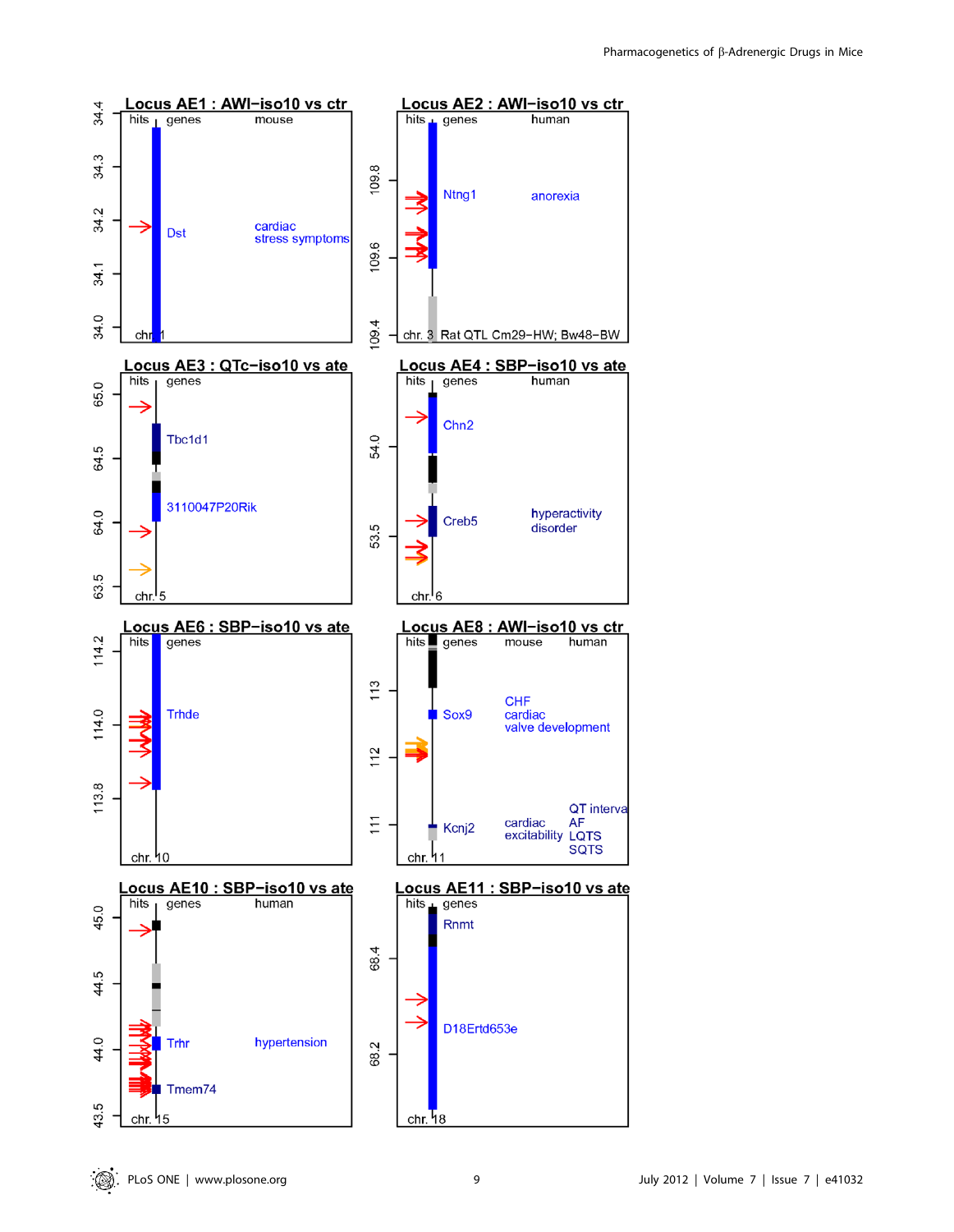**Locus AE1 : AWI−iso10 vs ctr**

hits | genes | mouse

Dst — cardiac stress symptoms

chr. 1 (34.0–34.4)

**Locus AE2 : AWI−iso10 vs ctr**

hits | genes | human

Ntng1 — anorexia

chr. 3 Rat QTL Cm29−HW; Bw48−BW (109.4–109.8)

**Locus AE3 : QTc−iso10 vs ate**

hits | genes

Tbc1d1

3110047P20Rik

chr. 5 (63.5–65.0)

**Locus AE4 : SBP−iso10 vs ate**

hits | genes | human

Chn2

Creb5 — hyperactivity disorder

chr. 6 (53.5–54.0)

**Locus AE6 : SBP−iso10 vs ate**

hits | genes

Trhde

chr. 10 (113.8–114.2)

**Locus AE8 : AWI−iso10 vs ctr**

hits | genes | mouse | human

Sox9 — CHF, cardiac valve development

Kcnj2 — cardiac excitability — QT interval, AF, LQTS, SQTS

chr. 11 (111–113)

**Locus AE10 : SBP−iso10 vs ate**

hits | genes | human

Trhr — hypertension

Tmem74

chr. 15 (43.5–45.0)

**Locus AE11 : SBP−iso10 vs ate**

hits | genes

Rnmt

D18Ertd653e

chr. 18 (68.2–68.4)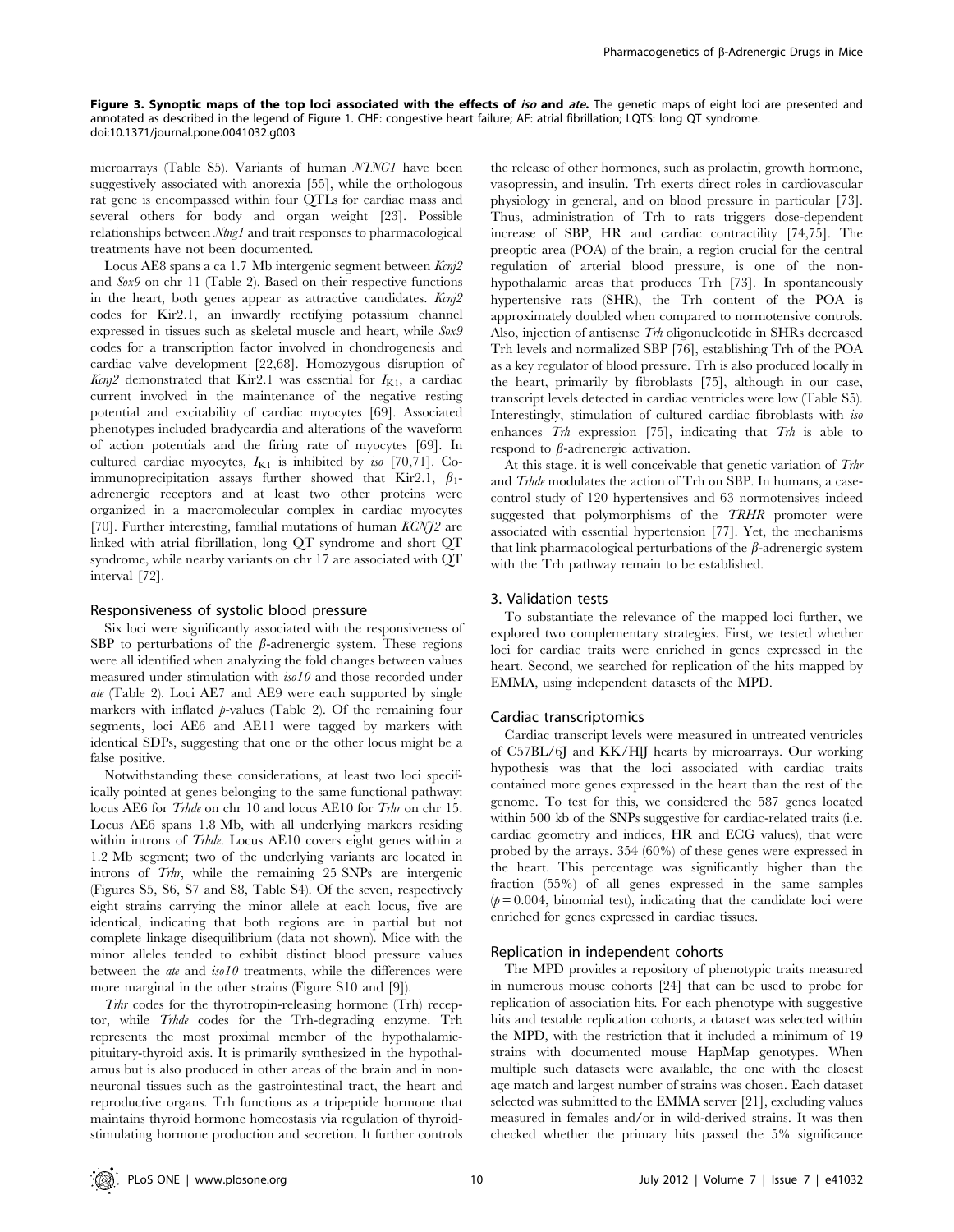**Figure 3. Synoptic maps of the top loci associated with the effects of *iso* and *ate*.** The genetic maps of eight loci are presented and annotated as described in the legend of Figure 1. CHF: congestive heart failure; AF: atrial fibrillation; LQTS: long QT syndrome. doi:10.1371/journal.pone.0041032.g003

microarrays (Table S5). Variants of human *NTNG1* have been suggestively associated with anorexia [55], while the orthologous rat gene is encompassed within four QTLs for cardiac mass and several others for body and organ weight [23]. Possible relationships between *Ntng1* and trait responses to pharmacological treatments have not been documented.

Locus AE8 spans a ca 1.7 Mb intergenic segment between *Kcnj2* and *Sox9* on chr 11 (Table 2). Based on their respective functions in the heart, both genes appear as attractive candidates. *Kcnj2* codes for Kir2.1, an inwardly rectifying potassium channel expressed in tissues such as skeletal muscle and heart, while *Sox9* codes for a transcription factor involved in chondrogenesis and cardiac valve development [22,68]. Homozygous disruption of *Kcnj2* demonstrated that Kir2.1 was essential for $I_{K1}$, a cardiac current involved in the maintenance of the negative resting potential and excitability of cardiac myocytes [69]. Associated phenotypes included bradycardia and alterations of the waveform of action potentials and the firing rate of myocytes [69]. In cultured cardiac myocytes, $I_{K1}$ is inhibited by *iso* [70,71]. Co-immunoprecipitation assays further showed that Kir2.1, $\beta_1$-adrenergic receptors and at least two other proteins were organized in a macromolecular complex in cardiac myocytes [70]. Further interesting, familial mutations of human *KCNJ2* are linked with atrial fibrillation, long QT syndrome and short QT syndrome, while nearby variants on chr 17 are associated with QT interval [72].

## Responsiveness of systolic blood pressure

Six loci were significantly associated with the responsiveness of SBP to perturbations of the $\beta$-adrenergic system. These regions were all identified when analyzing the fold changes between values measured under stimulation with *iso10* and those recorded under *ate* (Table 2). Loci AE7 and AE9 were each supported by single markers with inflated *p*-values (Table 2). Of the remaining four segments, loci AE6 and AE11 were tagged by markers with identical SDPs, suggesting that one or the other locus might be a false positive.

Notwithstanding these considerations, at least two loci specifically pointed at genes belonging to the same functional pathway: locus AE6 for *Trhde* on chr 10 and locus AE10 for *Trhr* on chr 15. Locus AE6 spans 1.8 Mb, with all underlying markers residing within introns of *Trhde*. Locus AE10 covers eight genes within a 1.2 Mb segment; two of the underlying variants are located in introns of *Trhr*, while the remaining 25 SNPs are intergenic (Figures S5, S6, S7 and S8, Table S4). Of the seven, respectively eight strains carrying the minor allele at each locus, five are identical, indicating that both regions are in partial but not complete linkage disequilibrium (data not shown). Mice with the minor alleles tended to exhibit distinct blood pressure values between the *ate* and *iso10* treatments, while the differences were more marginal in the other strains (Figure S10 and [9]).

*Trhr* codes for the thyrotropin-releasing hormone (Trh) receptor, while *Trhde* codes for the Trh-degrading enzyme. Trh represents the most proximal member of the hypothalamic-pituitary-thyroid axis. It is primarily synthesized in the hypothalamus but is also produced in other areas of the brain and in non-neuronal tissues such as the gastrointestinal tract, the heart and reproductive organs. Trh functions as a tripeptide hormone that maintains thyroid hormone homeostasis via regulation of thyroid-stimulating hormone production and secretion. It further controls the release of other hormones, such as prolactin, growth hormone, vasopressin, and insulin. Trh exerts direct roles in cardiovascular physiology in general, and on blood pressure in particular [73]. Thus, administration of Trh to rats triggers dose-dependent increase of SBP, HR and cardiac contractility [74,75]. The preoptic area (POA) of the brain, a region crucial for the central regulation of arterial blood pressure, is one of the non-hypothalamic areas that produces Trh [73]. In spontaneously hypertensive rats (SHR), the Trh content of the POA is approximately doubled when compared to normotensive controls. Also, injection of antisense *Trh* oligonucleotide in SHRs decreased Trh levels and normalized SBP [76], establishing Trh of the POA as a key regulator of blood pressure. Trh is also produced locally in the heart, primarily by fibroblasts [75], although in our case, transcript levels detected in cardiac ventricles were low (Table S5). Interestingly, stimulation of cultured cardiac fibroblasts with *iso* enhances *Trh* expression [75], indicating that *Trh* is able to respond to $\beta$-adrenergic activation.

At this stage, it is well conceivable that genetic variation of *Trhr* and *Trhde* modulates the action of Trh on SBP. In humans, a case-control study of 120 hypertensives and 63 normotensives indeed suggested that polymorphisms of the *TRHR* promoter were associated with essential hypertension [77]. Yet, the mechanisms that link pharmacological perturbations of the $\beta$-adrenergic system with the Trh pathway remain to be established.

## 3. Validation tests

To substantiate the relevance of the mapped loci further, we explored two complementary strategies. First, we tested whether loci for cardiac traits were enriched in genes expressed in the heart. Second, we searched for replication of the hits mapped by EMMA, using independent datasets of the MPD.

### Cardiac transcriptomics

Cardiac transcript levels were measured in untreated ventricles of C57BL/6J and KK/HlJ hearts by microarrays. Our working hypothesis was that the loci associated with cardiac traits contained more genes expressed in the heart than the rest of the genome. To test for this, we considered the 587 genes located within 500 kb of the SNPs suggestive for cardiac-related traits (i.e. cardiac geometry and indices, HR and ECG values), that were probed by the arrays. 354 (60%) of these genes were expressed in the heart. This percentage was significantly higher than the fraction (55%) of all genes expressed in the same samples ($p = 0.004$, binomial test), indicating that the candidate loci were enriched for genes expressed in cardiac tissues.

### Replication in independent cohorts

The MPD provides a repository of phenotypic traits measured in numerous mouse cohorts [24] that can be used to probe for replication of association hits. For each phenotype with suggestive hits and testable replication cohorts, a dataset was selected within the MPD, with the restriction that it included a minimum of 19 strains with documented mouse HapMap genotypes. When multiple such datasets were available, the one with the closest age match and largest number of strains was chosen. Each dataset selected was submitted to the EMMA server [21], excluding values measured in females and/or in wild-derived strains. It was then checked whether the primary hits passed the 5% significance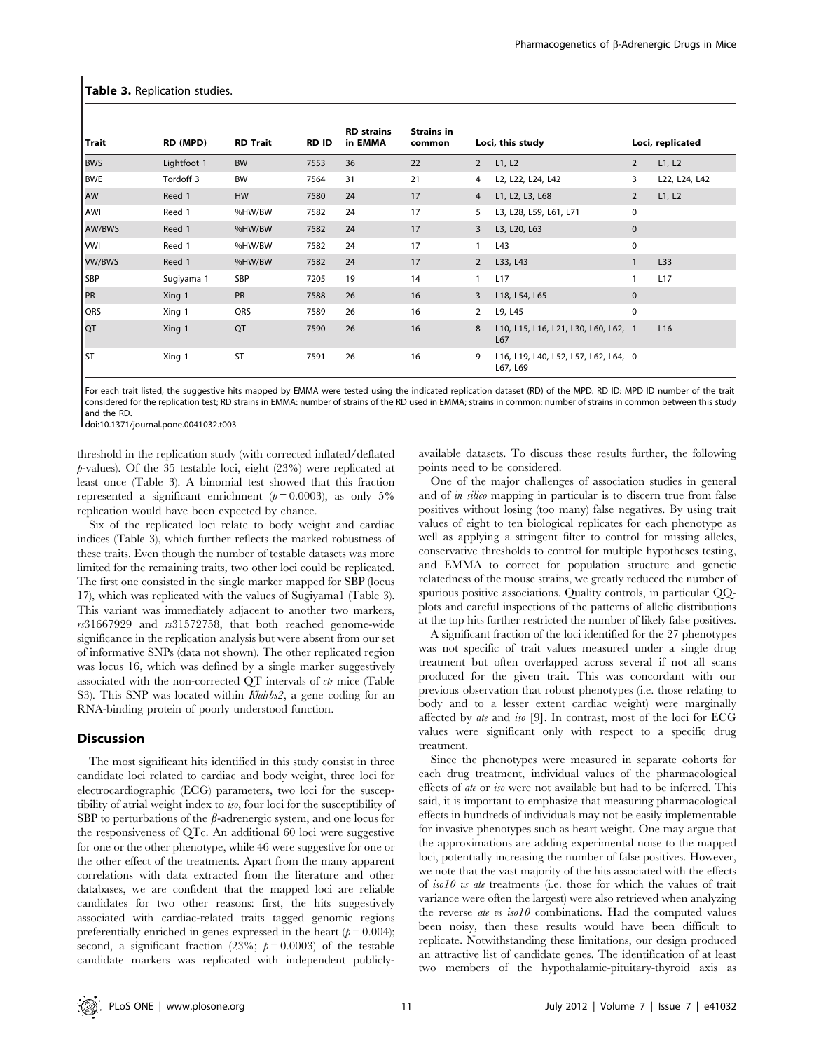**Table 3.** Replication studies.

| Trait | RD (MPD) | RD Trait | RD ID | RD strains in EMMA | Strains in common | Loci, this study | | Loci, replicated | |
|---|---|---|---|---|---|---|---|---|---|
| BWS | Lightfoot 1 | BW | 7553 | 36 | 22 | 2 | L1, L2 | 2 | L1, L2 |
| BWE | Tordoff 3 | BW | 7564 | 31 | 21 | 4 | L2, L22, L24, L42 | 3 | L22, L24, L42 |
| AW | Reed 1 | HW | 7580 | 24 | 17 | 4 | L1, L2, L3, L68 | 2 | L1, L2 |
| AWI | Reed 1 | %HW/BW | 7582 | 24 | 17 | 5 | L3, L28, L59, L61, L71 | 0 | |
| AW/BWS | Reed 1 | %HW/BW | 7582 | 24 | 17 | 3 | L3, L20, L63 | 0 | |
| VWI | Reed 1 | %HW/BW | 7582 | 24 | 17 | 1 | L43 | 0 | |
| VW/BWS | Reed 1 | %HW/BW | 7582 | 24 | 17 | 2 | L33, L43 | 1 | L33 |
| SBP | Sugiyama 1 | SBP | 7205 | 19 | 14 | 1 | L17 | 1 | L17 |
| PR | Xing 1 | PR | 7588 | 26 | 16 | 3 | L18, L54, L65 | 0 | |
| QRS | Xing 1 | QRS | 7589 | 26 | 16 | 2 | L9, L45 | 0 | |
| QT | Xing 1 | QT | 7590 | 26 | 16 | 8 | L10, L15, L16, L21, L30, L60, L62, L67 | 1 | L16 |
| ST | Xing 1 | ST | 7591 | 26 | 16 | 9 | L16, L19, L40, L52, L57, L62, L64, L67, L69 | 0 | |

For each trait listed, the suggestive hits mapped by EMMA were tested using the indicated replication dataset (RD) of the MPD. RD ID: MPD ID number of the trait considered for the replication test; RD strains in EMMA: number of strains of the RD used in EMMA; strains in common: number of strains in common between this study and the RD.

doi:10.1371/journal.pone.0041032.t003

threshold in the replication study (with corrected inflated/deflated *p*-values). Of the 35 testable loci, eight (23%) were replicated at least once (Table 3). A binomial test showed that this fraction represented a significant enrichment ($p = 0.0003$), as only 5% replication would have been expected by chance.

Six of the replicated loci relate to body weight and cardiac indices (Table 3), which further reflects the marked robustness of these traits. Even though the number of testable datasets was more limited for the remaining traits, two other loci could be replicated. The first one consisted in the single marker mapped for SBP (locus 17), which was replicated with the values of Sugiyama1 (Table 3). This variant was immediately adjacent to another two markers, *rs*31667929 and *rs*31572758, that both reached genome-wide significance in the replication analysis but were absent from our set of informative SNPs (data not shown). The other replicated region was locus 16, which was defined by a single marker suggestively associated with the non-corrected QT intervals of *ctr* mice (Table S3). This SNP was located within *Khdrbs2*, a gene coding for an RNA-binding protein of poorly understood function.

## Discussion

The most significant hits identified in this study consist in three candidate loci related to cardiac and body weight, three loci for electrocardiographic (ECG) parameters, two loci for the susceptibility of atrial weight index to *iso*, four loci for the susceptibility of SBP to perturbations of the $\beta$-adrenergic system, and one locus for the responsiveness of QTc. An additional 60 loci were suggestive for one or the other phenotype, while 46 were suggestive for one or the other effect of the treatments. Apart from the many apparent correlations with data extracted from the literature and other databases, we are confident that the mapped loci are reliable candidates for two other reasons: first, the hits suggestively associated with cardiac-related traits tagged genomic regions preferentially enriched in genes expressed in the heart ($p = 0.004$); second, a significant fraction (23%; $p = 0.0003$) of the testable candidate markers was replicated with independent publicly-available datasets. To discuss these results further, the following points need to be considered.

One of the major challenges of association studies in general and of *in silico* mapping in particular is to discern true from false positives without losing (too many) false negatives. By using trait values of eight to ten biological replicates for each phenotype as well as applying a stringent filter to control for missing alleles, conservative thresholds to control for multiple hypotheses testing, and EMMA to correct for population structure and genetic relatedness of the mouse strains, we greatly reduced the number of spurious positive associations. Quality controls, in particular QQ-plots and careful inspections of the patterns of allelic distributions at the top hits further restricted the number of likely false positives.

A significant fraction of the loci identified for the 27 phenotypes was not specific of trait values measured under a single drug treatment but often overlapped across several if not all scans produced for the given trait. This was concordant with our previous observation that robust phenotypes (i.e. those relating to body and to a lesser extent cardiac weight) were marginally affected by *ate* and *iso* [9]. In contrast, most of the loci for ECG values were significant only with respect to a specific drug treatment.

Since the phenotypes were measured in separate cohorts for each drug treatment, individual values of the pharmacological effects of *ate* or *iso* were not available but had to be inferred. This said, it is important to emphasize that measuring pharmacological effects in hundreds of individuals may not be easily implementable for invasive phenotypes such as heart weight. One may argue that the approximations are adding experimental noise to the mapped loci, potentially increasing the number of false positives. However, we note that the vast majority of the hits associated with the effects of *iso10 vs ate* treatments (i.e. those for which the values of trait variance were often the largest) were also retrieved when analyzing the reverse *ate vs iso10* combinations. Had the computed values been noisy, then these results would have been difficult to replicate. Notwithstanding these limitations, our design produced an attractive list of candidate genes. The identification of at least two members of the hypothalamic-pituitary-thyroid axis as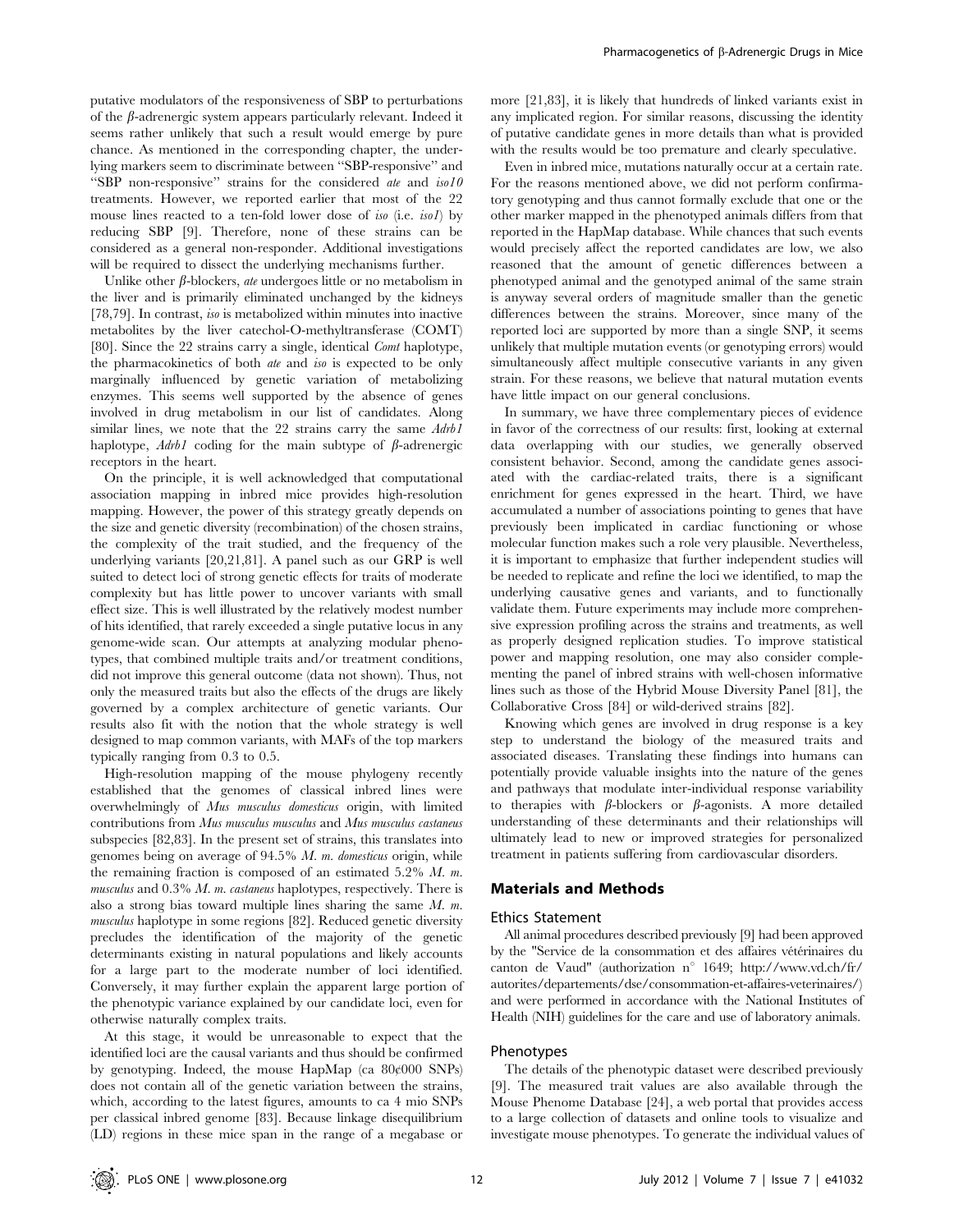putative modulators of the responsiveness of SBP to perturbations of the β-adrenergic system appears particularly relevant. Indeed it seems rather unlikely that such a result would emerge by pure chance. As mentioned in the corresponding chapter, the underlying markers seem to discriminate between ''SBP-responsive'' and ''SBP non-responsive'' strains for the considered *ate* and *iso10* treatments. However, we reported earlier that most of the 22 mouse lines reacted to a ten-fold lower dose of *iso* (i.e. *iso1*) by reducing SBP [9]. Therefore, none of these strains can be considered as a general non-responder. Additional investigations will be required to dissect the underlying mechanisms further.

Unlike other β-blockers, *ate* undergoes little or no metabolism in the liver and is primarily eliminated unchanged by the kidneys [78,79]. In contrast, *iso* is metabolized within minutes into inactive metabolites by the liver catechol-O-methyltransferase (COMT) [80]. Since the 22 strains carry a single, identical *Comt* haplotype, the pharmacokinetics of both *ate* and *iso* is expected to be only marginally influenced by genetic variation of metabolizing enzymes. This seems well supported by the absence of genes involved in drug metabolism in our list of candidates. Along similar lines, we note that the 22 strains carry the same *Adrb1* haplotype, *Adrb1* coding for the main subtype of β-adrenergic receptors in the heart.

On the principle, it is well acknowledged that computational association mapping in inbred mice provides high-resolution mapping. However, the power of this strategy greatly depends on the size and genetic diversity (recombination) of the chosen strains, the complexity of the trait studied, and the frequency of the underlying variants [20,21,81]. A panel such as our GRP is well suited to detect loci of strong genetic effects for traits of moderate complexity but has little power to uncover variants with small effect size. This is well illustrated by the relatively modest number of hits identified, that rarely exceeded a single putative locus in any genome-wide scan. Our attempts at analyzing modular phenotypes, that combined multiple traits and/or treatment conditions, did not improve this general outcome (data not shown). Thus, not only the measured traits but also the effects of the drugs are likely governed by a complex architecture of genetic variants. Our results also fit with the notion that the whole strategy is well designed to map common variants, with MAFs of the top markers typically ranging from 0.3 to 0.5.

High-resolution mapping of the mouse phylogeny recently established that the genomes of classical inbred lines were overwhelmingly of *Mus musculus domesticus* origin, with limited contributions from *Mus musculus musculus* and *Mus musculus castaneus* subspecies [82,83]. In the present set of strains, this translates into genomes being on average of 94.5% *M. m. domesticus* origin, while the remaining fraction is composed of an estimated 5.2% *M. m. musculus* and 0.3% *M. m. castaneus* haplotypes, respectively. There is also a strong bias toward multiple lines sharing the same *M. m. musculus* haplotype in some regions [82]. Reduced genetic diversity precludes the identification of the majority of the genetic determinants existing in natural populations and likely accounts for a large part to the moderate number of loci identified. Conversely, it may further explain the apparent large portion of the phenotypic variance explained by our candidate loci, even for otherwise naturally complex traits.

At this stage, it would be unreasonable to expect that the identified loci are the causal variants and thus should be confirmed by genotyping. Indeed, the mouse HapMap (ca 80¢000 SNPs) does not contain all of the genetic variation between the strains, which, according to the latest figures, amounts to ca 4 mio SNPs per classical inbred genome [83]. Because linkage disequilibrium (LD) regions in these mice span in the range of a megabase or more [21,83], it is likely that hundreds of linked variants exist in any implicated region. For similar reasons, discussing the identity of putative candidate genes in more details than what is provided with the results would be too premature and clearly speculative.

Even in inbred mice, mutations naturally occur at a certain rate. For the reasons mentioned above, we did not perform confirmatory genotyping and thus cannot formally exclude that one or the other marker mapped in the phenotyped animals differs from that reported in the HapMap database. While chances that such events would precisely affect the reported candidates are low, we also reasoned that the amount of genetic differences between a phenotyped animal and the genotyped animal of the same strain is anyway several orders of magnitude smaller than the genetic differences between the strains. Moreover, since many of the reported loci are supported by more than a single SNP, it seems unlikely that multiple mutation events (or genotyping errors) would simultaneously affect multiple consecutive variants in any given strain. For these reasons, we believe that natural mutation events have little impact on our general conclusions.

In summary, we have three complementary pieces of evidence in favor of the correctness of our results: first, looking at external data overlapping with our studies, we generally observed consistent behavior. Second, among the candidate genes associated with the cardiac-related traits, there is a significant enrichment for genes expressed in the heart. Third, we have accumulated a number of associations pointing to genes that have previously been implicated in cardiac functioning or whose molecular function makes such a role very plausible. Nevertheless, it is important to emphasize that further independent studies will be needed to replicate and refine the loci we identified, to map the underlying causative genes and variants, and to functionally validate them. Future experiments may include more comprehensive expression profiling across the strains and treatments, as well as properly designed replication studies. To improve statistical power and mapping resolution, one may also consider complementing the panel of inbred strains with well-chosen informative lines such as those of the Hybrid Mouse Diversity Panel [81], the Collaborative Cross [84] or wild-derived strains [82].

Knowing which genes are involved in drug response is a key step to understand the biology of the measured traits and associated diseases. Translating these findings into humans can potentially provide valuable insights into the nature of the genes and pathways that modulate inter-individual response variability to therapies with β-blockers or β-agonists. A more detailed understanding of these determinants and their relationships will ultimately lead to new or improved strategies for personalized treatment in patients suffering from cardiovascular disorders.

## Materials and Methods

### Ethics Statement

All animal procedures described previously [9] had been approved by the "Service de la consommation et des affaires vétérinaires du canton de Vaud" (authorization n° 1649; http://www.vd.ch/fr/autorites/departements/dse/consommation-et-affaires-veterinaires/) and were performed in accordance with the National Institutes of Health (NIH) guidelines for the care and use of laboratory animals.

### Phenotypes

The details of the phenotypic dataset were described previously [9]. The measured trait values are also available through the Mouse Phenome Database [24], a web portal that provides access to a large collection of datasets and online tools to visualize and investigate mouse phenotypes. To generate the individual values of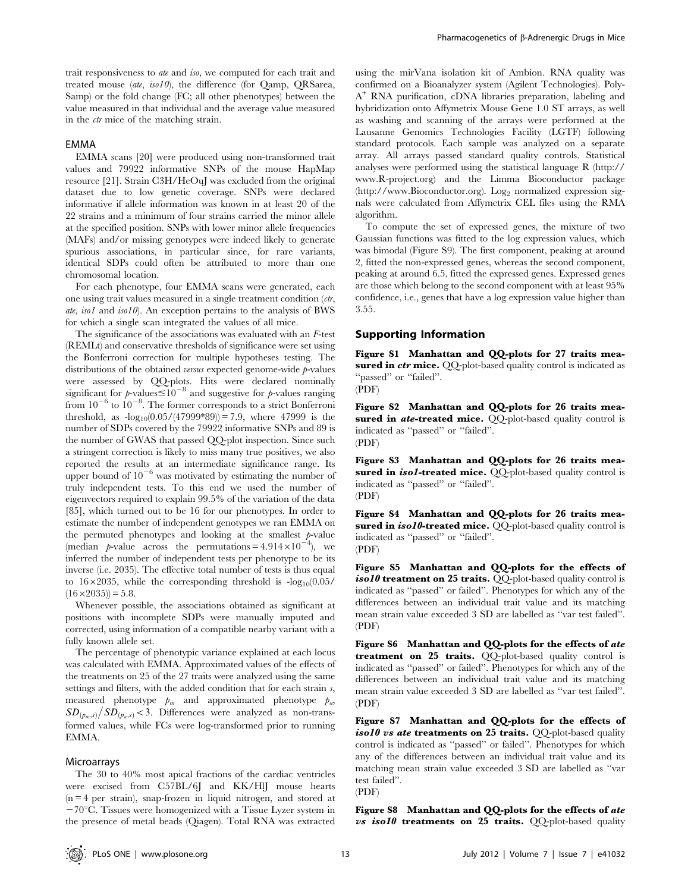trait responsiveness to *ate* and *iso*, we computed for each trait and treated mouse (*ate*, *iso10*), the difference (for Qamp, QRSarea, Samp) or the fold change (FC; all other phenotypes) between the value measured in that individual and the average value measured in the *ctr* mice of the matching strain.

### EMMA

EMMA scans [20] were produced using non-transformed trait values and 79922 informative SNPs of the mouse HapMap resource [21]. Strain C3H/HeOuJ was excluded from the original dataset due to low genetic coverage. SNPs were declared informative if allele information was known in at least 20 of the 22 strains and a minimum of four strains carried the minor allele at the specified position. SNPs with lower minor allele frequencies (MAFs) and/or missing genotypes were indeed likely to generate spurious associations, in particular since, for rare variants, identical SDPs could often be attributed to more than one chromosomal location.

For each phenotype, four EMMA scans were generated, each one using trait values measured in a single treatment condition (*ctr*, *ate*, *iso1* and *iso10*). An exception pertains to the analysis of BWS for which a single scan integrated the values of all mice.

The significance of the associations was evaluated with an *F*-test (REMLt) and conservative thresholds of significance were set using the Bonferroni correction for multiple hypotheses testing. The distributions of the obtained *versus* expected genome-wide *p*-values were assessed by QQ-plots. Hits were declared nominally significant for *p*-values$\leq 10^{-8}$ and suggestive for *p*-values ranging from $10^{-6}$ to $10^{-8}$. The former corresponds to a strict Bonferroni threshold, as $-\log_{10}(0.05/(47999*89)) = 7.9$, where 47999 is the number of SDPs covered by the 79922 informative SNPs and 89 is the number of GWAS that passed QQ-plot inspection. Since such a stringent correction is likely to miss many true positives, we also reported the results at an intermediate significance range. Its upper bound of $10^{-6}$ was motivated by estimating the number of truly independent tests. To this end we used the number of eigenvectors required to explain 99.5% of the variation of the data [85], which turned out to be 16 for our phenotypes. In order to estimate the number of independent genotypes we ran EMMA on the permuted phenotypes and looking at the smallest *p*-value (median *p*-value across the permutations $= 4.914 \times 10^{-4}$), we inferred the number of independent tests per phenotype to be its inverse (i.e. 2035). The effective total number of tests is thus equal to $16 \times 2035$, while the corresponding threshold is $-\log_{10}(0.05/(16 \times 2035)) = 5.8$.

Whenever possible, the associations obtained as significant at positions with incomplete SDPs were manually imputed and corrected, using information of a compatible nearby variant with a fully known allele set.

The percentage of phenotypic variance explained at each locus was calculated with EMMA. Approximated values of the effects of the treatments on 25 of the 27 traits were analyzed using the same settings and filters, with the added condition that for each strain *s*, measured phenotype $p_m$ and approximated phenotype $p_a$, $SD_{(p_m,s)}/SD_{(p_a,s)} < 3$. Differences were analyzed as non-transformed values, while FCs were log-transformed prior to running EMMA.

### Microarrays

The 30 to 40% most apical fractions of the cardiac ventricles were excised from C57BL/6J and KK/HlJ mouse hearts (n = 4 per strain), snap-frozen in liquid nitrogen, and stored at $-70$°C. Tissues were homogenized with a Tissue Lyzer system in the presence of metal beads (Qiagen). Total RNA was extracted using the mirVana isolation kit of Ambion. RNA quality was confirmed on a Bioanalyzer system (Agilent Technologies). Poly-A$^+$ RNA purification, cDNA libraries preparation, labeling and hybridization onto Affymetrix Mouse Gene 1.0 ST arrays, as well as washing and scanning of the arrays were performed at the Lausanne Genomics Technologies Facility (LGTF) following standard protocols. Each sample was analyzed on a separate array. All arrays passed standard quality controls. Statistical analyses were performed using the statistical language R (http://www.R-project.org) and the Limma Bioconductor package (http://www.Bioconductor.org). $\text{Log}_2$ normalized expression signals were calculated from Affymetrix CEL files using the RMA algorithm.

To compute the set of expressed genes, the mixture of two Gaussian functions was fitted to the log expression values, which was bimodal (Figure S9). The first component, peaking at around 2, fitted the non-expressed genes, whereas the second component, peaking at around 6.5, fitted the expressed genes. Expressed genes are those which belong to the second component with at least 95% confidence, i.e., genes that have a log expression value higher than 3.55.

## Supporting Information

**Figure S1 Manhattan and QQ-plots for 27 traits measured in *ctr* mice.** QQ-plot-based quality control is indicated as "passed" or "failed".
(PDF)

**Figure S2 Manhattan and QQ-plots for 26 traits measured in *ate*-treated mice.** QQ-plot-based quality control is indicated as "passed" or "failed".
(PDF)

**Figure S3 Manhattan and QQ-plots for 26 traits measured in *iso1*-treated mice.** QQ-plot-based quality control is indicated as "passed" or "failed".
(PDF)

**Figure S4 Manhattan and QQ-plots for 26 traits measured in *iso10*-treated mice.** QQ-plot-based quality control is indicated as "passed" or "failed".
(PDF)

**Figure S5 Manhattan and QQ-plots for the effects of *iso10* treatment on 25 traits.** QQ-plot-based quality control is indicated as "passed" or failed". Phenotypes for which any of the differences between an individual trait value and its matching mean strain value exceeded 3 SD are labelled as "var test failed".
(PDF)

**Figure S6 Manhattan and QQ-plots for the effects of *ate* treatment on 25 traits.** QQ-plot-based quality control is indicated as "passed" or failed". Phenotypes for which any of the differences between an individual trait value and its matching mean strain value exceeded 3 SD are labelled as "var test failed".
(PDF)

**Figure S7 Manhattan and QQ-plots for the effects of *iso10 vs ate* treatments on 25 traits.** QQ-plot-based quality control is indicated as "passed" or failed". Phenotypes for which any of the differences between an individual trait value and its matching mean strain value exceeded 3 SD are labelled as "var test failed".
(PDF)

**Figure S8 Manhattan and QQ-plots for the effects of *ate vs iso10* treatments on 25 traits.** QQ-plot-based quality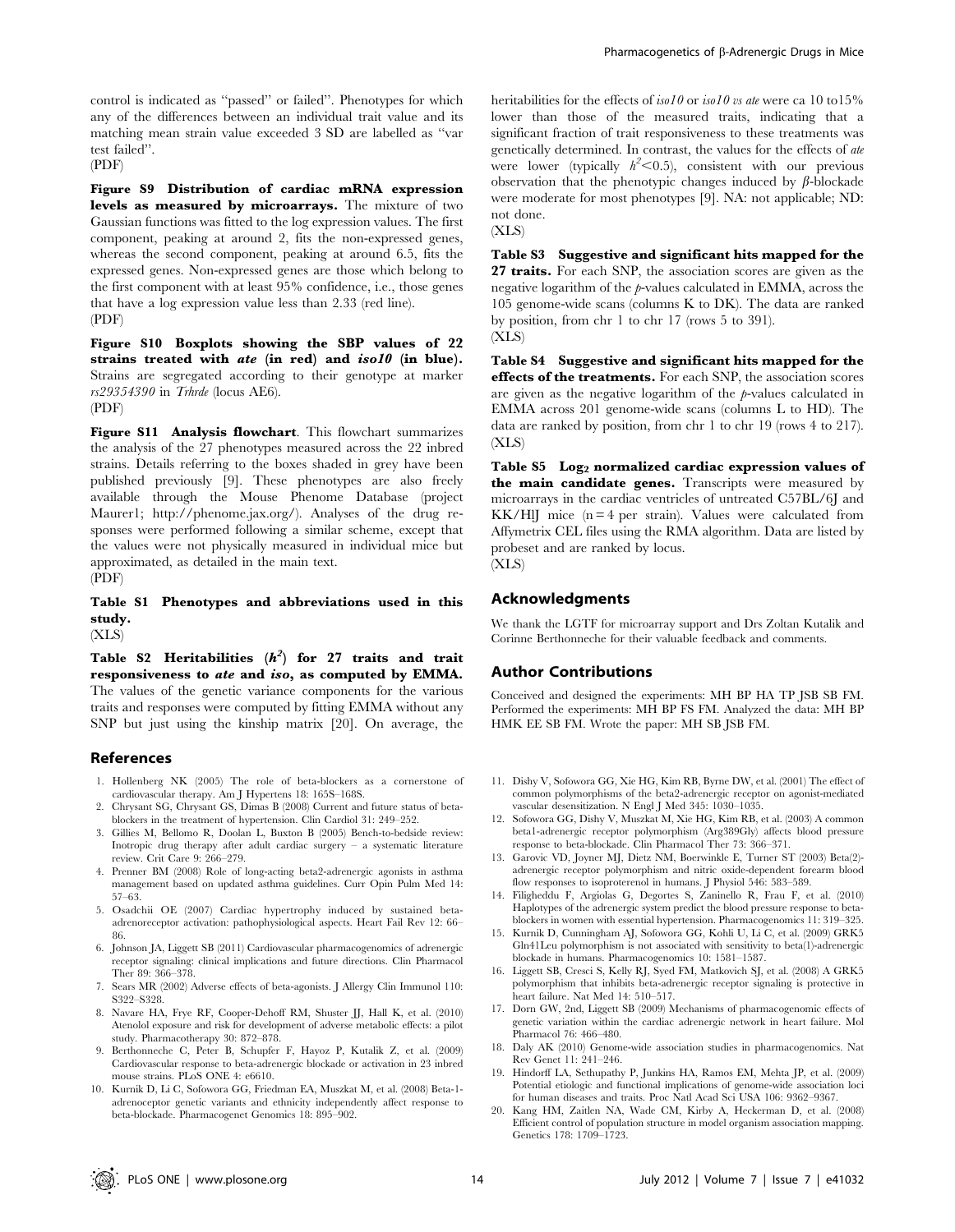control is indicated as "passed" or failed". Phenotypes for which any of the differences between an individual trait value and its matching mean strain value exceeded 3 SD are labelled as "var test failed".
(PDF)

**Figure S9 Distribution of cardiac mRNA expression levels as measured by microarrays.** The mixture of two Gaussian functions was fitted to the log expression values. The first component, peaking at around 2, fits the non-expressed genes, whereas the second component, peaking at around 6.5, fits the expressed genes. Non-expressed genes are those which belong to the first component with at least 95% confidence, i.e., those genes that have a log expression value less than 2.33 (red line).
(PDF)

**Figure S10 Boxplots showing the SBP values of 22 strains treated with *ate* (in red) and *iso10* (in blue).** Strains are segregated according to their genotype at marker *rs29354390* in *Trhrde* (locus AE6).
(PDF)

**Figure S11 Analysis flowchart**. This flowchart summarizes the analysis of the 27 phenotypes measured across the 22 inbred strains. Details referring to the boxes shaded in grey have been published previously [9]. These phenotypes are also freely available through the Mouse Phenome Database (project Maurer1; http://phenome.jax.org/). Analyses of the drug responses were performed following a similar scheme, except that the values were not physically measured in individual mice but approximated, as detailed in the main text.
(PDF)

**Table S1 Phenotypes and abbreviations used in this study.**
(XLS)

**Table S2 Heritabilities ($h^2$) for 27 traits and trait responsiveness to *ate* and *iso*, as computed by EMMA.** The values of the genetic variance components for the various traits and responses were computed by fitting EMMA without any SNP but just using the kinship matrix [20]. On average, the heritabilities for the effects of *iso10* or *iso10 vs ate* were ca 10 to15% lower than those of the measured traits, indicating that a significant fraction of trait responsiveness to these treatments was genetically determined. In contrast, the values for the effects of *ate* were lower (typically $h^2<0.5$), consistent with our previous observation that the phenotypic changes induced by $\beta$-blockade were moderate for most phenotypes [9]. NA: not applicable; ND: not done.
(XLS)

**Table S3 Suggestive and significant hits mapped for the 27 traits.** For each SNP, the association scores are given as the negative logarithm of the *p*-values calculated in EMMA, across the 105 genome-wide scans (columns K to DK). The data are ranked by position, from chr 1 to chr 17 (rows 5 to 391).
(XLS)

**Table S4 Suggestive and significant hits mapped for the effects of the treatments.** For each SNP, the association scores are given as the negative logarithm of the *p*-values calculated in EMMA across 201 genome-wide scans (columns L to HD). The data are ranked by position, from chr 1 to chr 19 (rows 4 to 217).
(XLS)

**Table S5 $Log_2$ normalized cardiac expression values of the main candidate genes.** Transcripts were measured by microarrays in the cardiac ventricles of untreated C57BL/6J and KK/HlJ mice (n = 4 per strain). Values were calculated from Affymetrix CEL files using the RMA algorithm. Data are listed by probeset and are ranked by locus.
(XLS)

## Acknowledgments

We thank the LGTF for microarray support and Drs Zoltan Kutalik and Corinne Berthonneche for their valuable feedback and comments.

## Author Contributions

Conceived and designed the experiments: MH BP HA TP JSB SB FM. Performed the experiments: MH BP FS FM. Analyzed the data: MH BP HMK EE SB FM. Wrote the paper: MH SB JSB FM.

## References

1. Hollenberg NK (2005) The role of beta-blockers as a cornerstone of cardiovascular therapy. Am J Hypertens 18: 165S–168S.
2. Chrysant SG, Chrysant GS, Dimas B (2008) Current and future status of beta-blockers in the treatment of hypertension. Clin Cardiol 31: 249–252.
3. Gillies M, Bellomo R, Doolan L, Buxton B (2005) Bench-to-bedside review: Inotropic drug therapy after adult cardiac surgery – a systematic literature review. Crit Care 9: 266–279.
4. Prenner BM (2008) Role of long-acting beta2-adrenergic agonists in asthma management based on updated asthma guidelines. Curr Opin Pulm Med 14: 57–63.
5. Osadchii OE (2007) Cardiac hypertrophy induced by sustained beta-adrenoreceptor activation: pathophysiological aspects. Heart Fail Rev 12: 66–86.
6. Johnson JA, Liggett SB (2011) Cardiovascular pharmacogenomics of adrenergic receptor signaling: clinical implications and future directions. Clin Pharmacol Ther 89: 366–378.
7. Sears MR (2002) Adverse effects of beta-agonists. J Allergy Clin Immunol 110: S322–S328.
8. Navare HA, Frye RF, Cooper-Dehoff RM, Shuster JJ, Hall K, et al. (2010) Atenolol exposure and risk for development of adverse metabolic effects: a pilot study. Pharmacotherapy 30: 872–878.
9. Berthonneche C, Peter B, Schupfer F, Hayoz P, Kutalik Z, et al. (2009) Cardiovascular response to beta-adrenergic blockade or activation in 23 inbred mouse strains. PLoS ONE 4: e6610.
10. Kurnik D, Li C, Sofowora GG, Friedman EA, Muszkat M, et al. (2008) Beta-1-adrenoceptor genetic variants and ethnicity independently affect response to beta-blockade. Pharmacogenet Genomics 18: 895–902.
11. Dishy V, Sofowora GG, Xie HG, Kim RB, Byrne DW, et al. (2001) The effect of common polymorphisms of the beta2-adrenergic receptor on agonist-mediated vascular desensitization. N Engl J Med 345: 1030–1035.
12. Sofowora GG, Dishy V, Muszkat M, Xie HG, Kim RB, et al. (2003) A common beta1-adrenergic receptor polymorphism (Arg389Gly) affects blood pressure response to beta-blockade. Clin Pharmacol Ther 73: 366–371.
13. Garovic VD, Joyner MJ, Dietz NM, Boerwinkle E, Turner ST (2003) Beta(2)-adrenergic receptor polymorphism and nitric oxide-dependent forearm blood flow responses to isoproterenol in humans. J Physiol 546: 583–589.
14. Filigheddu F, Argiolas G, Degortes S, Zaninello R, Frau F, et al. (2010) Haplotypes of the adrenergic system predict the blood pressure response to beta-blockers in women with essential hypertension. Pharmacogenomics 11: 319–325.
15. Kurnik D, Cunningham AJ, Sofowora GG, Kohli U, Li C, et al. (2009) GRK5 Gln41Leu polymorphism is not associated with sensitivity to beta(1)-adrenergic blockade in humans. Pharmacogenomics 10: 1581–1587.
16. Liggett SB, Cresci S, Kelly RJ, Syed FM, Matkovich SJ, et al. (2008) A GRK5 polymorphism that inhibits beta-adrenergic receptor signaling is protective in heart failure. Nat Med 14: 510–517.
17. Dorn GW, 2nd, Liggett SB (2009) Mechanisms of pharmacogenomic effects of genetic variation within the cardiac adrenergic network in heart failure. Mol Pharmacol 76: 466–480.
18. Daly AK (2010) Genome-wide association studies in pharmacogenomics. Nat Rev Genet 11: 241–246.
19. Hindorff LA, Sethupathy P, Junkins HA, Ramos EM, Mehta JP, et al. (2009) Potential etiologic and functional implications of genome-wide association loci for human diseases and traits. Proc Natl Acad Sci USA 106: 9362–9367.
20. Kang HM, Zaitlen NA, Wade CM, Kirby A, Heckerman D, et al. (2008) Efficient control of population structure in model organism association mapping. Genetics 178: 1709–1723.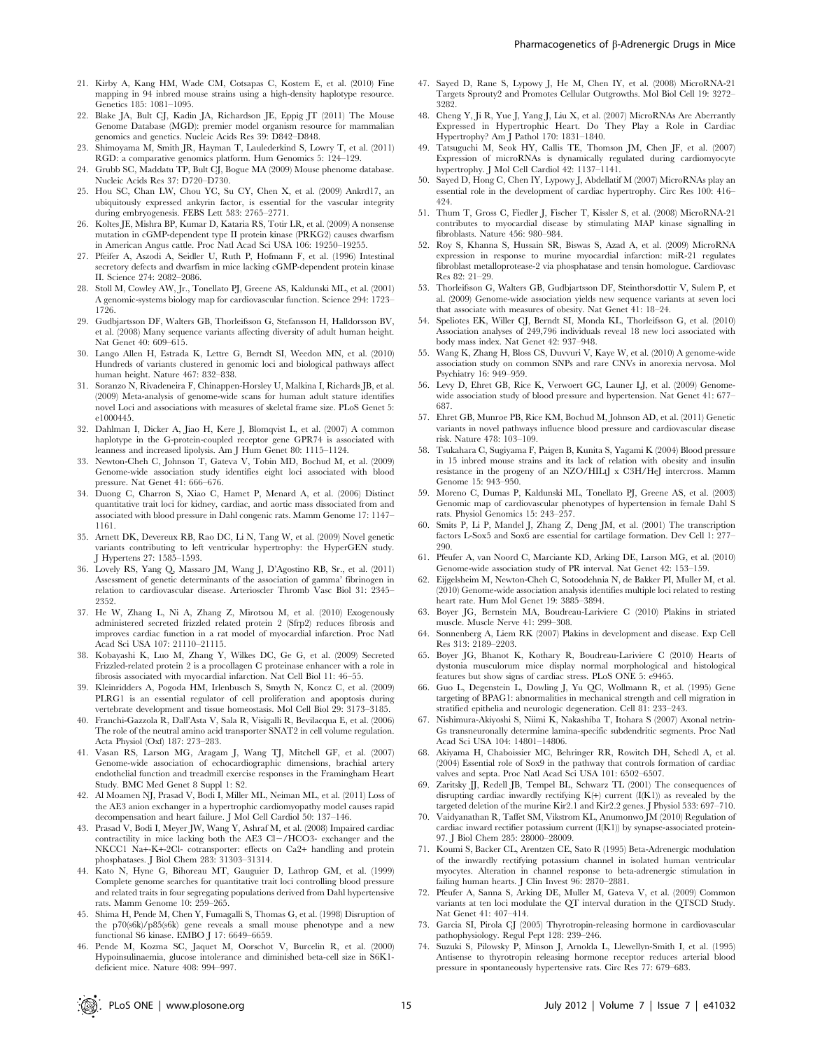21. Kirby A, Kang HM, Wade CM, Cotsapas C, Kostem E, et al. (2010) Fine mapping in 94 inbred mouse strains using a high-density haplotype resource. Genetics 185: 1081–1095.
22. Blake JA, Bult CJ, Kadin JA, Richardson JE, Eppig JT (2011) The Mouse Genome Database (MGD): premier model organism resource for mammalian genomics and genetics. Nucleic Acids Res 39: D842–D848.
23. Shimoyama M, Smith JR, Hayman T, Laulederkind S, Lowry T, et al. (2011) RGD: a comparative genomics platform. Hum Genomics 5: 124–129.
24. Grubb SC, Maddatu TP, Bult CJ, Bogue MA (2009) Mouse phenome database. Nucleic Acids Res 37: D720–D730.
25. Hou SC, Chan LW, Chou YC, Su CY, Chen X, et al. (2009) Ankrd17, an ubiquitously expressed ankyrin factor, is essential for the vascular integrity during embryogenesis. FEBS Lett 583: 2765–2771.
26. Koltes JE, Mishra BP, Kumar D, Kataria RS, Totir LR, et al. (2009) A nonsense mutation in cGMP-dependent type II protein kinase (PRKG2) causes dwarfism in American Angus cattle. Proc Natl Acad Sci USA 106: 19250–19255.
27. Pfeifer A, Aszodi A, Seidler U, Ruth P, Hofmann F, et al. (1996) Intestinal secretory defects and dwarfism in mice lacking cGMP-dependent protein kinase II. Science 274: 2082–2086.
28. Stoll M, Cowley AW, Jr., Tonellato PJ, Greene AS, Kaldunski ML, et al. (2001) A genomic-systems biology map for cardiovascular function. Science 294: 1723–1726.
29. Gudbjartsson DF, Walters GB, Thorleifsson G, Stefansson H, Halldorsson BV, et al. (2008) Many sequence variants affecting diversity of adult human height. Nat Genet 40: 609–615.
30. Lango Allen H, Estrada K, Lettre G, Berndt SI, Weedon MN, et al. (2010) Hundreds of variants clustered in genomic loci and biological pathways affect human height. Nature 467: 832–838.
31. Soranzo N, Rivadeneira F, Chinappen-Horsley U, Malkina I, Richards JB, et al. (2009) Meta-analysis of genome-wide scans for human adult stature identifies novel Loci and associations with measures of skeletal frame size. PLoS Genet 5: e1000445.
32. Dahlman I, Dicker A, Jiao H, Kere J, Blomqvist L, et al. (2007) A common haplotype in the G-protein-coupled receptor gene GPR74 is associated with leanness and increased lipolysis. Am J Hum Genet 80: 1115–1124.
33. Newton-Cheh C, Johnson T, Gateva V, Tobin MD, Bochud M, et al. (2009) Genome-wide association study identifies eight loci associated with blood pressure. Nat Genet 41: 666–676.
34. Duong C, Charron S, Xiao C, Hamet P, Menard A, et al. (2006) Distinct quantitative trait loci for kidney, cardiac, and aortic mass dissociated from and associated with blood pressure in Dahl congenic rats. Mamm Genome 17: 1147–1161.
35. Arnett DK, Devereux RB, Rao DC, Li N, Tang W, et al. (2009) Novel genetic variants contributing to left ventricular hypertrophy: the HyperGEN study. J Hypertens 27: 1585–1593.
36. Lovely RS, Yang Q, Massaro JM, Wang J, D'Agostino RB, Sr., et al. (2011) Assessment of genetic determinants of the association of gamma' fibrinogen in relation to cardiovascular disease. Arterioscler Thromb Vasc Biol 31: 2345–2352.
37. He W, Zhang L, Ni A, Zhang Z, Mirotsou M, et al. (2010) Exogenously administered secreted frizzled related protein 2 (Sfrp2) reduces fibrosis and improves cardiac function in a rat model of myocardial infarction. Proc Natl Acad Sci USA 107: 21110–21115.
38. Kobayashi K, Luo M, Zhang Y, Wilkes DC, Ge G, et al. (2009) Secreted Frizzled-related protein 2 is a procollagen C proteinase enhancer with a role in fibrosis associated with myocardial infarction. Nat Cell Biol 11: 46–55.
39. Kleinridders A, Pogoda HM, Irlenbusch S, Smyth N, Koncz C, et al. (2009) PLRG1 is an essential regulator of cell proliferation and apoptosis during vertebrate development and tissue homeostasis. Mol Cell Biol 29: 3173–3185.
40. Franchi-Gazzola R, Dall'Asta V, Sala R, Visigalli R, Bevilacqua E, et al. (2006) The role of the neutral amino acid transporter SNAT2 in cell volume regulation. Acta Physiol (Oxf) 187: 273–283.
41. Vasan RS, Larson MG, Aragam J, Wang TJ, Mitchell GF, et al. (2007) Genome-wide association of echocardiographic dimensions, brachial artery endothelial function and treadmill exercise responses in the Framingham Heart Study. BMC Med Genet 8 Suppl 1: S2.
42. Al Moamen NJ, Prasad V, Bodi I, Miller ML, Neiman ML, et al. (2011) Loss of the AE3 anion exchanger in a hypertrophic cardiomyopathy model causes rapid decompensation and heart failure. J Mol Cell Cardiol 50: 137–146.
43. Prasad V, Bodi I, Meyer JW, Wang Y, Ashraf M, et al. (2008) Impaired cardiac contractility in mice lacking both the AE3 Cl−/HCO3- exchanger and the NKCC1 Na+-K+-2Cl- cotransporter: effects on Ca2+ handling and protein phosphatases. J Biol Chem 283: 31303–31314.
44. Kato N, Hyne G, Bihoreau MT, Gauguier D, Lathrop GM, et al. (1999) Complete genome searches for quantitative trait loci controlling blood pressure and related traits in four segregating populations derived from Dahl hypertensive rats. Mamm Genome 10: 259–265.
45. Shima H, Pende M, Chen Y, Fumagalli S, Thomas G, et al. (1998) Disruption of the p70(s6k)/p85(s6k) gene reveals a small mouse phenotype and a new functional S6 kinase. EMBO J 17: 6649–6659.
46. Pende M, Kozma SC, Jaquet M, Oorschot V, Burcelin R, et al. (2000) Hypoinsulinaemia, glucose intolerance and diminished beta-cell size in S6K1-deficient mice. Nature 408: 994–997.
47. Sayed D, Rane S, Lypowy J, He M, Chen IY, et al. (2008) MicroRNA-21 Targets Sprouty2 and Promotes Cellular Outgrowths. Mol Biol Cell 19: 3272–3282.
48. Cheng Y, Ji R, Yue J, Yang J, Liu X, et al. (2007) MicroRNAs Are Aberrantly Expressed in Hypertrophic Heart. Do They Play a Role in Cardiac Hypertrophy? Am J Pathol 170: 1831–1840.
49. Tatsuguchi M, Seok HY, Callis TE, Thomson JM, Chen JF, et al. (2007) Expression of microRNAs is dynamically regulated during cardiomyocyte hypertrophy. J Mol Cell Cardiol 42: 1137–1141.
50. Sayed D, Hong C, Chen IY, Lypowy J, Abdellatif M (2007) MicroRNAs play an essential role in the development of cardiac hypertrophy. Circ Res 100: 416–424.
51. Thum T, Gross C, Fiedler J, Fischer T, Kissler S, et al. (2008) MicroRNA-21 contributes to myocardial disease by stimulating MAP kinase signalling in fibroblasts. Nature 456: 980–984.
52. Roy S, Khanna S, Hussain SR, Biswas S, Azad A, et al. (2009) MicroRNA expression in response to murine myocardial infarction: miR-21 regulates fibroblast metalloprotease-2 via phosphatase and tensin homologue. Cardiovasc Res 82: 21–29.
53. Thorleifsson G, Walters GB, Gudbjartsson DF, Steinthorsdottir V, Sulem P, et al. (2009) Genome-wide association yields new sequence variants at seven loci that associate with measures of obesity. Nat Genet 41: 18–24.
54. Speliotes EK, Willer CJ, Berndt SI, Monda KL, Thorleifsson G, et al. (2010) Association analyses of 249,796 individuals reveal 18 new loci associated with body mass index. Nat Genet 42: 937–948.
55. Wang K, Zhang H, Bloss CS, Duvvuri V, Kaye W, et al. (2010) A genome-wide association study on common SNPs and rare CNVs in anorexia nervosa. Mol Psychiatry 16: 949–959.
56. Levy D, Ehret GB, Rice K, Verwoert GC, Launer LJ, et al. (2009) Genome-wide association study of blood pressure and hypertension. Nat Genet 41: 677–687.
57. Ehret GB, Munroe PB, Rice KM, Bochud M, Johnson AD, et al. (2011) Genetic variants in novel pathways influence blood pressure and cardiovascular disease risk. Nature 478: 103–109.
58. Tsukahara C, Sugiyama F, Paigen B, Kunita S, Yagami K (2004) Blood pressure in 15 inbred mouse strains and its lack of relation with obesity and insulin resistance in the progeny of an NZO/HILtJ x C3H/HeJ intercross. Mamm Genome 15: 943–950.
59. Moreno C, Dumas P, Kaldunski ML, Tonellato PJ, Greene AS, et al. (2003) Genomic map of cardiovascular phenotypes of hypertension in female Dahl S rats. Physiol Genomics 15: 243–257.
60. Smits P, Li P, Mandel J, Zhang Z, Deng JM, et al. (2001) The transcription factors L-Sox5 and Sox6 are essential for cartilage formation. Dev Cell 1: 277–290.
61. Pfeufer A, van Noord C, Marciante KD, Arking DE, Larson MG, et al. (2010) Genome-wide association study of PR interval. Nat Genet 42: 153–159.
62. Eijgelsheim M, Newton-Cheh C, Sotoodehnia N, de Bakker PI, Muller M, et al. (2010) Genome-wide association analysis identifies multiple loci related to resting heart rate. Hum Mol Genet 19: 3885–3894.
63. Boyer JG, Bernstein MA, Boudreau-Lariviere C (2010) Plakins in striated muscle. Muscle Nerve 41: 299–308.
64. Sonnenberg A, Liem RK (2007) Plakins in development and disease. Exp Cell Res 313: 2189–2203.
65. Boyer JG, Bhanot K, Kothary R, Boudreau-Lariviere C (2010) Hearts of dystonia musculorum mice display normal morphological and histological features but show signs of cardiac stress. PLoS ONE 5: e9465.
66. Guo L, Degenstein L, Dowling J, Yu QC, Wollmann R, et al. (1995) Gene targeting of BPAG1: abnormalities in mechanical strength and cell migration in stratified epithelia and neurologic degeneration. Cell 81: 233–243.
67. Nishimura-Akiyoshi S, Niimi K, Nakashiba T, Itohara S (2007) Axonal netrin-Gs transneuronally determine lamina-specific subdendritic segments. Proc Natl Acad Sci USA 104: 14801–14806.
68. Akiyama H, Chaboissier MC, Behringer RR, Rowitch DH, Schedl A, et al. (2004) Essential role of Sox9 in the pathway that controls formation of cardiac valves and septa. Proc Natl Acad Sci USA 101: 6502–6507.
69. Zaritsky JJ, Redell JB, Tempel BL, Schwarz TL (2001) The consequences of disrupting cardiac inwardly rectifying K(+) current (I(K1)) as revealed by the targeted deletion of the murine Kir2.1 and Kir2.2 genes. J Physiol 533: 697–710.
70. Vaidyanathan R, Taffet SM, Vikstrom KL, Anumonwo JM (2010) Regulation of cardiac inward rectifier potassium current (I(K1)) by synapse-associated protein-97. J Biol Chem 285: 28000–28009.
71. Koumi S, Backer CL, Arentzen CE, Sato R (1995) Beta-Adrenergic modulation of the inwardly rectifying potassium channel in isolated human ventricular myocytes. Alteration in channel response to beta-adrenergic stimulation in failing human hearts. J Clin Invest 96: 2870–2881.
72. Pfeufer A, Sanna S, Arking DE, Muller M, Gateva V, et al. (2009) Common variants at ten loci modulate the QT interval duration in the QTSCD Study. Nat Genet 41: 407–414.
73. Garcia SI, Pirola CJ (2005) Thyrotropin-releasing hormone in cardiovascular pathophysiology. Regul Pept 128: 239–246.
74. Suzuki S, Pilowsky P, Minson J, Arnolda L, Llewellyn-Smith I, et al. (1995) Antisense to thyrotropin releasing hormone receptor reduces arterial blood pressure in spontaneously hypertensive rats. Circ Res 77: 679–683.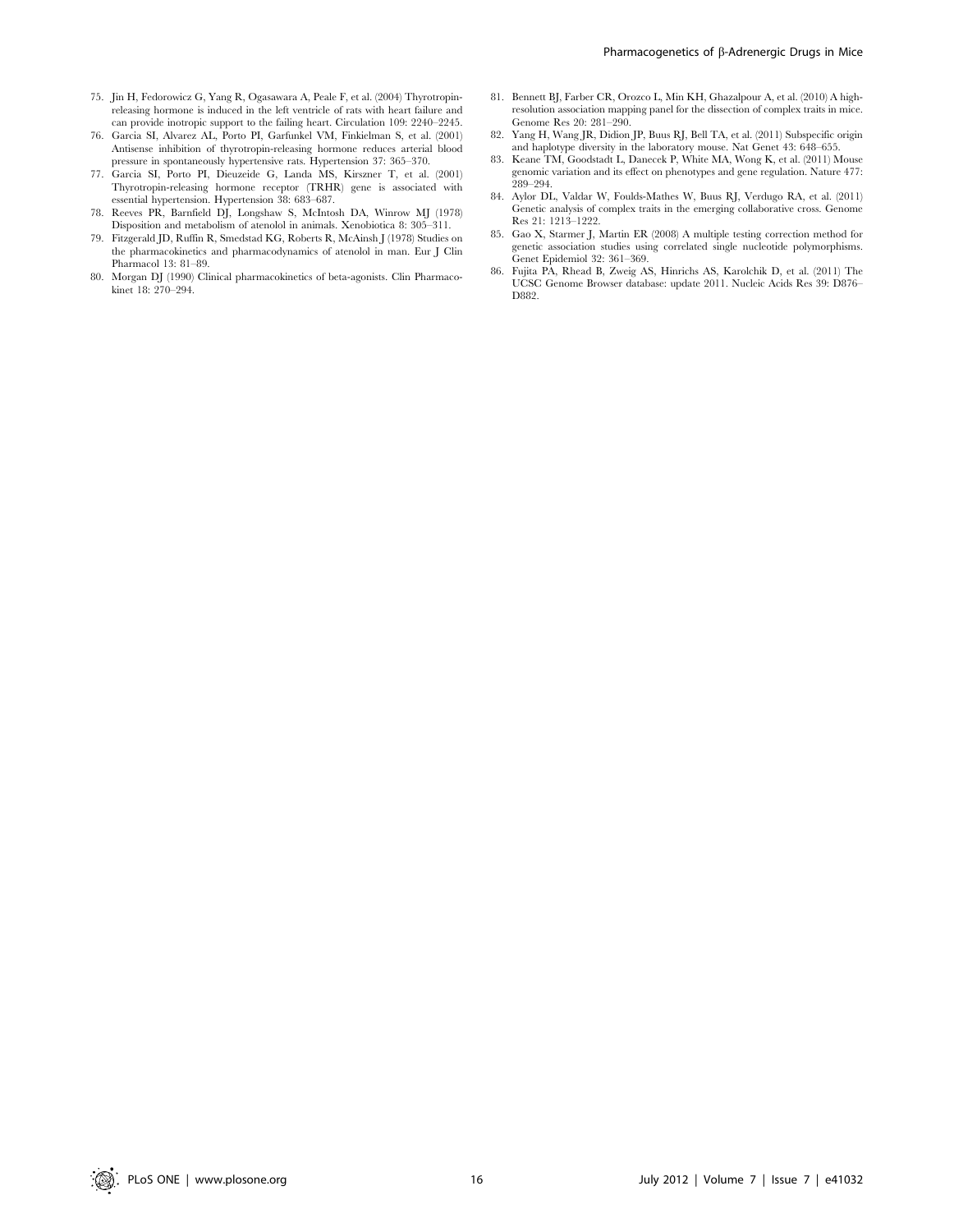75. Jin H, Fedorowicz G, Yang R, Ogasawara A, Peale F, et al. (2004) Thyrotropin-releasing hormone is induced in the left ventricle of rats with heart failure and can provide inotropic support to the failing heart. Circulation 109: 2240–2245.
76. Garcia SI, Alvarez AL, Porto PI, Garfunkel VM, Finkielman S, et al. (2001) Antisense inhibition of thyrotropin-releasing hormone reduces arterial blood pressure in spontaneously hypertensive rats. Hypertension 37: 365–370.
77. Garcia SI, Porto PI, Dieuzeide G, Landa MS, Kirszner T, et al. (2001) Thyrotropin-releasing hormone receptor (TRHR) gene is associated with essential hypertension. Hypertension 38: 683–687.
78. Reeves PR, Barnfield DJ, Longshaw S, McIntosh DA, Winrow MJ (1978) Disposition and metabolism of atenolol in animals. Xenobiotica 8: 305–311.
79. Fitzgerald JD, Ruffin R, Smedstad KG, Roberts R, McAinsh J (1978) Studies on the pharmacokinetics and pharmacodynamics of atenolol in man. Eur J Clin Pharmacol 13: 81–89.
80. Morgan DJ (1990) Clinical pharmacokinetics of beta-agonists. Clin Pharmacokinet 18: 270–294.
81. Bennett BJ, Farber CR, Orozco L, Min KH, Ghazalpour A, et al. (2010) A high-resolution association mapping panel for the dissection of complex traits in mice. Genome Res 20: 281–290.
82. Yang H, Wang JR, Didion JP, Buus RJ, Bell TA, et al. (2011) Subspecific origin and haplotype diversity in the laboratory mouse. Nat Genet 43: 648–655.
83. Keane TM, Goodstadt L, Danecek P, White MA, Wong K, et al. (2011) Mouse genomic variation and its effect on phenotypes and gene regulation. Nature 477: 289–294.
84. Aylor DL, Valdar W, Foulds-Mathes W, Buus RJ, Verdugo RA, et al. (2011) Genetic analysis of complex traits in the emerging collaborative cross. Genome Res 21: 1213–1222.
85. Gao X, Starmer J, Martin ER (2008) A multiple testing correction method for genetic association studies using correlated single nucleotide polymorphisms. Genet Epidemiol 32: 361–369.
86. Fujita PA, Rhead B, Zweig AS, Hinrichs AS, Karolchik D, et al. (2011) The UCSC Genome Browser database: update 2011. Nucleic Acids Res 39: D876–D882.